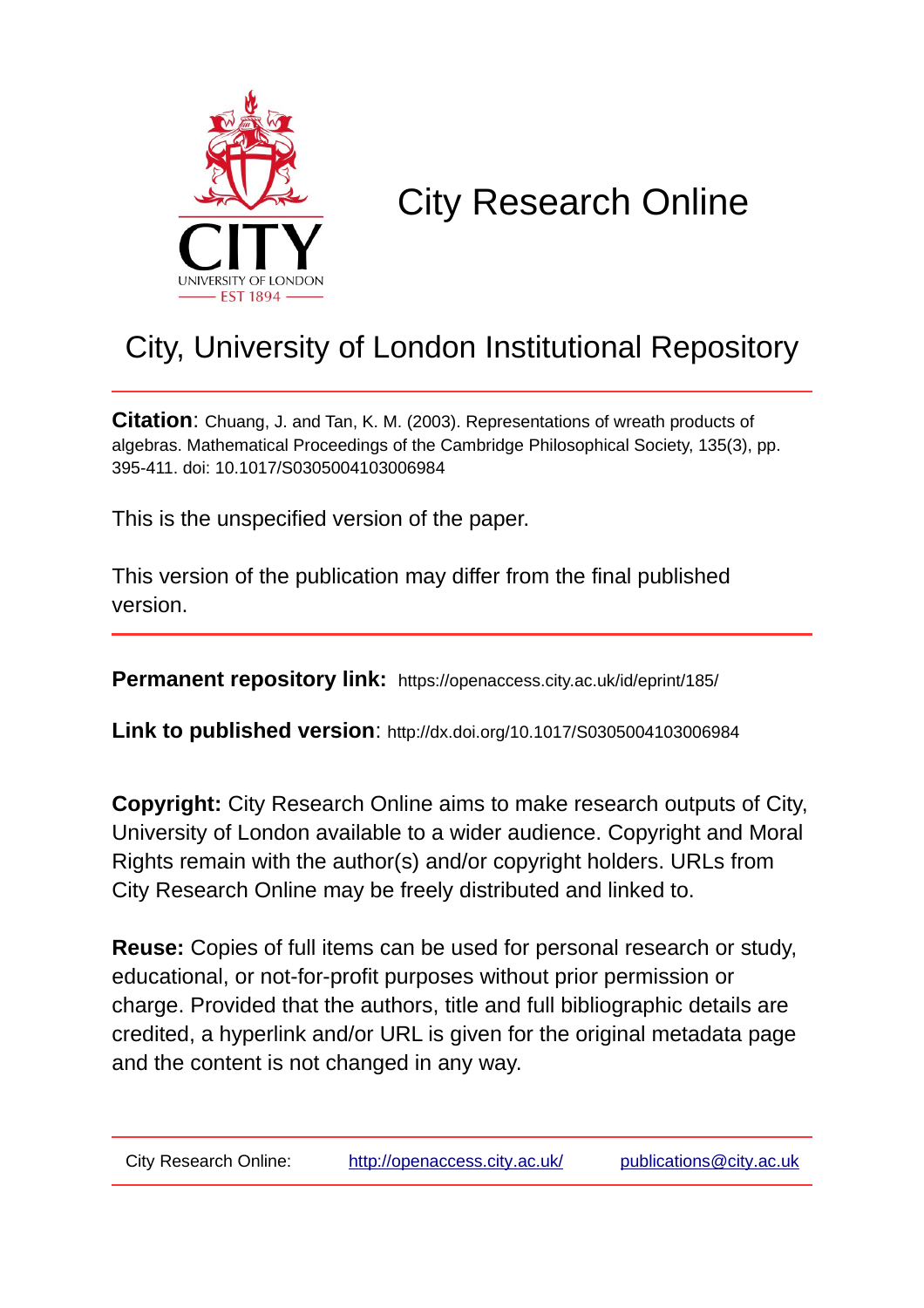# City Research Online

## City, University of London Institutional Repository

**Citation**: Chuang, J. and Tan, K. M. (2003). Representations of wreath products of algebras. Mathematical Proceedings of the Cambridge Philosophical Society, 135(3), pp. 395-411. doi: 10.1017/S0305004103006984

This is the unspecified version of the paper.

This version of the publication may differ from the final published version.

**Permanent repository link:** https://openaccess.city.ac.uk/id/eprint/185/

**Link to published version**: http://dx.doi.org/10.1017/S0305004103006984

**Copyright:** City Research Online aims to make research outputs of City, University of London available to a wider audience. Copyright and Moral Rights remain with the author(s) and/or copyright holders. URLs from City Research Online may be freely distributed and linked to.

**Reuse:** Copies of full items can be used for personal research or study, educational, or not-for-profit purposes without prior permission or charge. Provided that the authors, title and full bibliographic details are credited, a hyperlink and/or URL is given for the original metadata page and the content is not changed in any way.

City Research Online: http://openaccess.city.ac.uk/ publications@city.ac.uk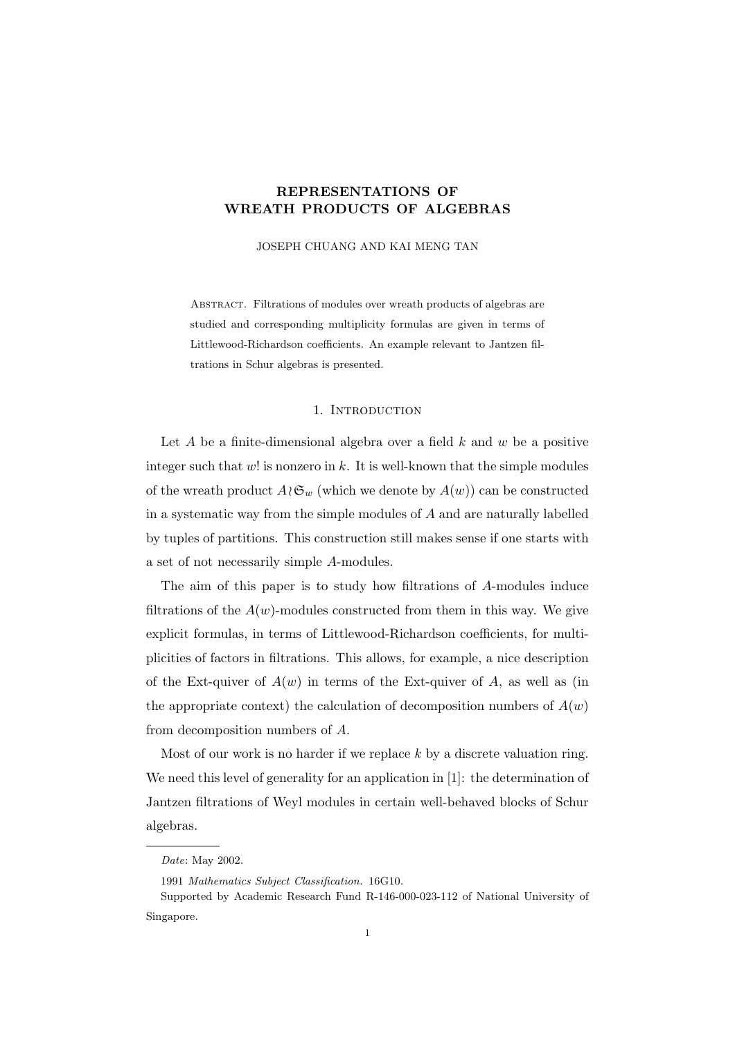# REPRESENTATIONS OF WREATH PRODUCTS OF ALGEBRAS

JOSEPH CHUANG AND KAI MENG TAN

Abstract. Filtrations of modules over wreath products of algebras are studied and corresponding multiplicity formulas are given in terms of Littlewood-Richardson coefficients. An example relevant to Jantzen filtrations in Schur algebras is presented.

## 1. Introduction

Let $A$ be a finite-dimensional algebra over a field $k$ and $w$ be a positive integer such that $w!$ is nonzero in $k$. It is well-known that the simple modules of the wreath product $A \wr \mathfrak{S}_w$ (which we denote by $A(w)$) can be constructed in a systematic way from the simple modules of $A$ and are naturally labelled by tuples of partitions. This construction still makes sense if one starts with a set of not necessarily simple $A$-modules.

The aim of this paper is to study how filtrations of $A$-modules induce filtrations of the $A(w)$-modules constructed from them in this way. We give explicit formulas, in terms of Littlewood-Richardson coefficients, for multiplicities of factors in filtrations. This allows, for example, a nice description of the Ext-quiver of $A(w)$ in terms of the Ext-quiver of $A$, as well as (in the appropriate context) the calculation of decomposition numbers of $A(w)$ from decomposition numbers of $A$.

Most of our work is no harder if we replace $k$ by a discrete valuation ring. We need this level of generality for an application in [1]: the determination of Jantzen filtrations of Weyl modules in certain well-behaved blocks of Schur algebras.

---

*Date*: May 2002.

1991 *Mathematics Subject Classification.* 16G10.

Supported by Academic Research Fund R-146-000-023-112 of National University of Singapore.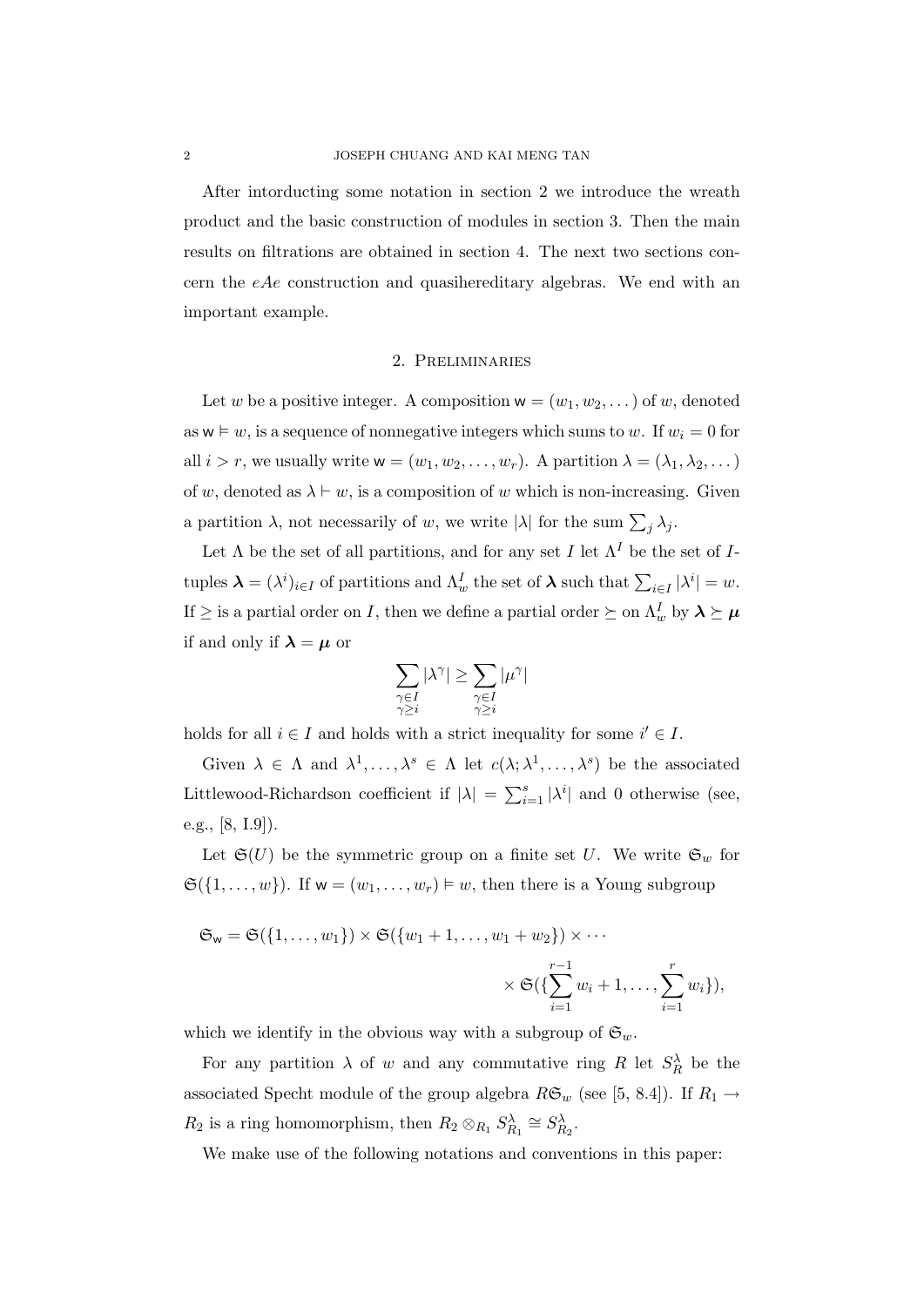After intorducting some notation in section 2 we introduce the wreath product and the basic construction of modules in section 3. Then the main results on filtrations are obtained in section 4. The next two sections concern the $eAe$ construction and quasihereditary algebras. We end with an important example.

## 2. Preliminaries

Let $w$ be a positive integer. A composition $\mathsf{w} = (w_1, w_2, \dots)$ of $w$, denoted as $\mathsf{w} \vDash w$, is a sequence of nonnegative integers which sums to $w$. If $w_i = 0$ for all $i > r$, we usually write $\mathsf{w} = (w_1, w_2, \dots, w_r)$. A partition $\lambda = (\lambda_1, \lambda_2, \dots)$ of $w$, denoted as $\lambda \vdash w$, is a composition of $w$ which is non-increasing. Given a partition $\lambda$, not necessarily of $w$, we write $|\lambda|$ for the sum $\sum_j \lambda_j$.

Let $\Lambda$ be the set of all partitions, and for any set $I$ let $\Lambda^I$ be the set of $I$-tuples $\boldsymbol{\lambda} = (\lambda^i)_{i \in I}$ of partitions and $\Lambda^I_w$ the set of $\boldsymbol{\lambda}$ such that $\sum_{i \in I} |\lambda^i| = w$. If $\geq$ is a partial order on $I$, then we define a partial order $\succeq$ on $\Lambda^I_w$ by $\boldsymbol{\lambda} \succeq \boldsymbol{\mu}$ if and only if $\boldsymbol{\lambda} = \boldsymbol{\mu}$ or

$$\sum_{\substack{\gamma \in I \\ \gamma \geq i}} |\lambda^\gamma| \geq \sum_{\substack{\gamma \in I \\ \gamma \geq i}} |\mu^\gamma|$$

holds for all $i \in I$ and holds with a strict inequality for some $i' \in I$.

Given $\lambda \in \Lambda$ and $\lambda^1, \dots, \lambda^s \in \Lambda$ let $c(\lambda; \lambda^1, \dots, \lambda^s)$ be the associated Littlewood-Richardson coefficient if $|\lambda| = \sum_{i=1}^s |\lambda^i|$ and 0 otherwise (see, e.g., [8, I.9]).

Let $\mathfrak{S}(U)$ be the symmetric group on a finite set $U$. We write $\mathfrak{S}_w$ for $\mathfrak{S}(\{1, \dots, w\})$. If $\mathsf{w} = (w_1, \dots, w_r) \vDash w$, then there is a Young subgroup

$$\mathfrak{S}_{\mathsf{w}} = \mathfrak{S}(\{1, \dots, w_1\}) \times \mathfrak{S}(\{w_1 + 1, \dots, w_1 + w_2\}) \times \cdots \\ \times \mathfrak{S}(\{\sum_{i=1}^{r-1} w_i + 1, \dots, \sum_{i=1}^{r} w_i\}),$$

which we identify in the obvious way with a subgroup of $\mathfrak{S}_w$.

For any partition $\lambda$ of $w$ and any commutative ring $R$ let $S^\lambda_R$ be the associated Specht module of the group algebra $R\mathfrak{S}_w$ (see [5, 8.4]). If $R_1 \to R_2$ is a ring homomorphism, then $R_2 \otimes_{R_1} S^\lambda_{R_1} \cong S^\lambda_{R_2}$.

We make use of the following notations and conventions in this paper: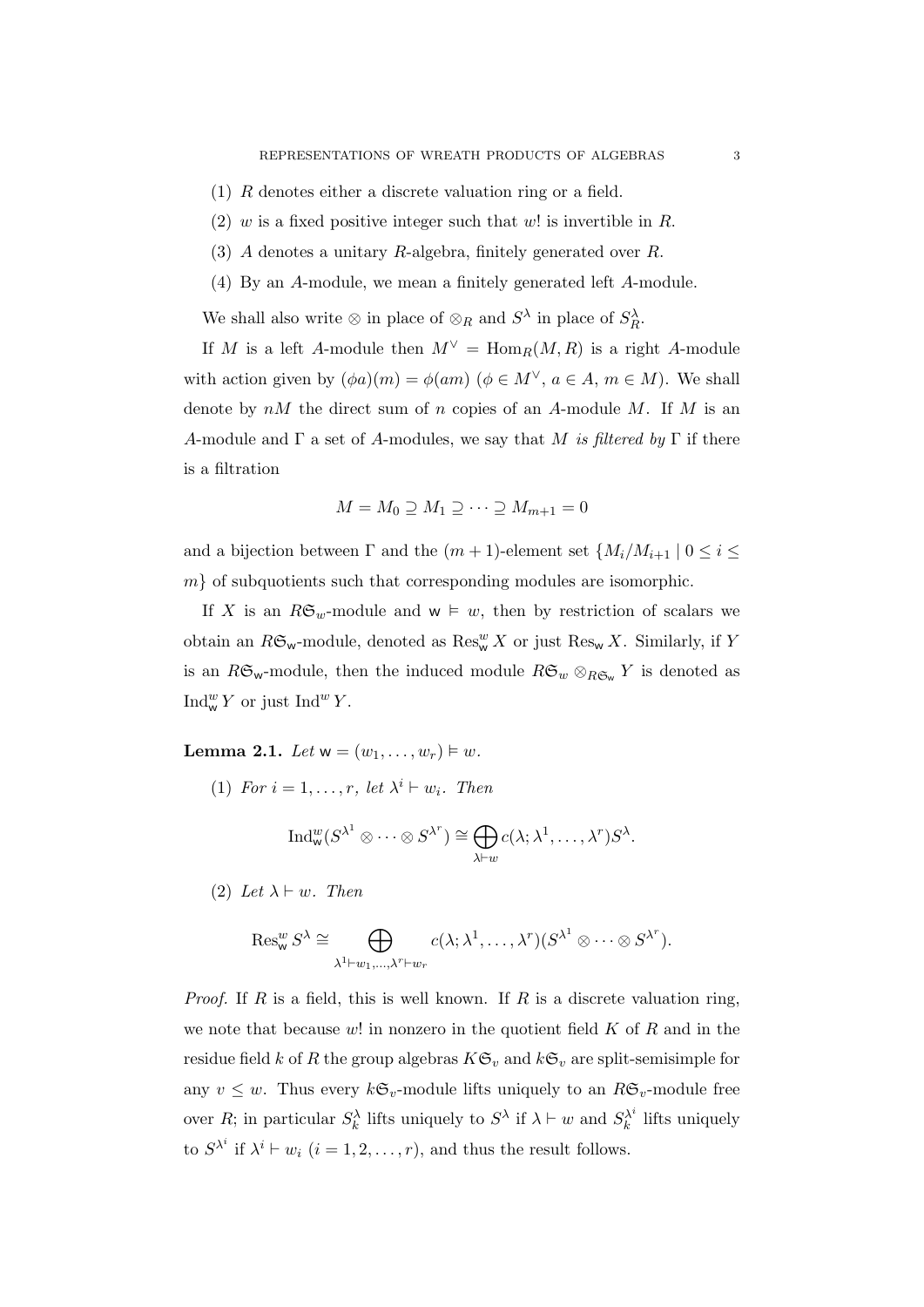(1) $R$ denotes either a discrete valuation ring or a field.

(2) $w$ is a fixed positive integer such that $w!$ is invertible in $R$.

(3) $A$ denotes a unitary $R$-algebra, finitely generated over $R$.

(4) By an $A$-module, we mean a finitely generated left $A$-module.

We shall also write $\otimes$ in place of $\otimes_R$ and $S^\lambda$ in place of $S^\lambda_R$.

If $M$ is a left $A$-module then $M^\vee = \mathrm{Hom}_R(M, R)$ is a right $A$-module with action given by $(\phi a)(m) = \phi(am)$ ($\phi \in M^\vee$, $a \in A$, $m \in M$). We shall denote by $nM$ the direct sum of $n$ copies of an $A$-module $M$. If $M$ is an $A$-module and $\Gamma$ a set of $A$-modules, we say that $M$ *is filtered by* $\Gamma$ if there is a filtration

$$M = M_0 \supseteq M_1 \supseteq \cdots \supseteq M_{m+1} = 0$$

and a bijection between $\Gamma$ and the $(m+1)$-element set $\{M_i/M_{i+1} \mid 0 \le i \le m\}$ of subquotients such that corresponding modules are isomorphic.

If $X$ is an $R\mathfrak{S}_w$-module and $\mathsf{w} \vDash w$, then by restriction of scalars we obtain an $R\mathfrak{S}_\mathsf{w}$-module, denoted as $\mathrm{Res}^w_\mathsf{w} X$ or just $\mathrm{Res}_\mathsf{w} X$. Similarly, if $Y$ is an $R\mathfrak{S}_\mathsf{w}$-module, then the induced module $R\mathfrak{S}_w \otimes_{R\mathfrak{S}_\mathsf{w}} Y$ is denoted as $\mathrm{Ind}^w_\mathsf{w} Y$ or just $\mathrm{Ind}^w Y$.

**Lemma 2.1.** *Let* $\mathsf{w} = (w_1, \ldots, w_r) \vDash w$.

(1) *For* $i = 1, \ldots, r$, *let* $\lambda^i \vdash w_i$. *Then*

$$\mathrm{Ind}^w_\mathsf{w}(S^{\lambda^1} \otimes \cdots \otimes S^{\lambda^r}) \cong \bigoplus_{\lambda \vdash w} c(\lambda; \lambda^1, \ldots, \lambda^r) S^\lambda.$$

(2) *Let* $\lambda \vdash w$. *Then*

$$\mathrm{Res}^w_\mathsf{w} S^\lambda \cong \bigoplus_{\lambda^1 \vdash w_1, \ldots, \lambda^r \vdash w_r} c(\lambda; \lambda^1, \ldots, \lambda^r)(S^{\lambda^1} \otimes \cdots \otimes S^{\lambda^r}).$$

*Proof.* If $R$ is a field, this is well known. If $R$ is a discrete valuation ring, we note that because $w!$ in nonzero in the quotient field $K$ of $R$ and in the residue field $k$ of $R$ the group algebras $K\mathfrak{S}_v$ and $k\mathfrak{S}_v$ are split-semisimple for any $v \le w$. Thus every $k\mathfrak{S}_v$-module lifts uniquely to an $R\mathfrak{S}_v$-module free over $R$; in particular $S^\lambda_k$ lifts uniquely to $S^\lambda$ if $\lambda \vdash w$ and $S^{\lambda^i}_k$ lifts uniquely to $S^{\lambda^i}$ if $\lambda^i \vdash w_i$ ($i = 1, 2, \ldots, r$), and thus the result follows.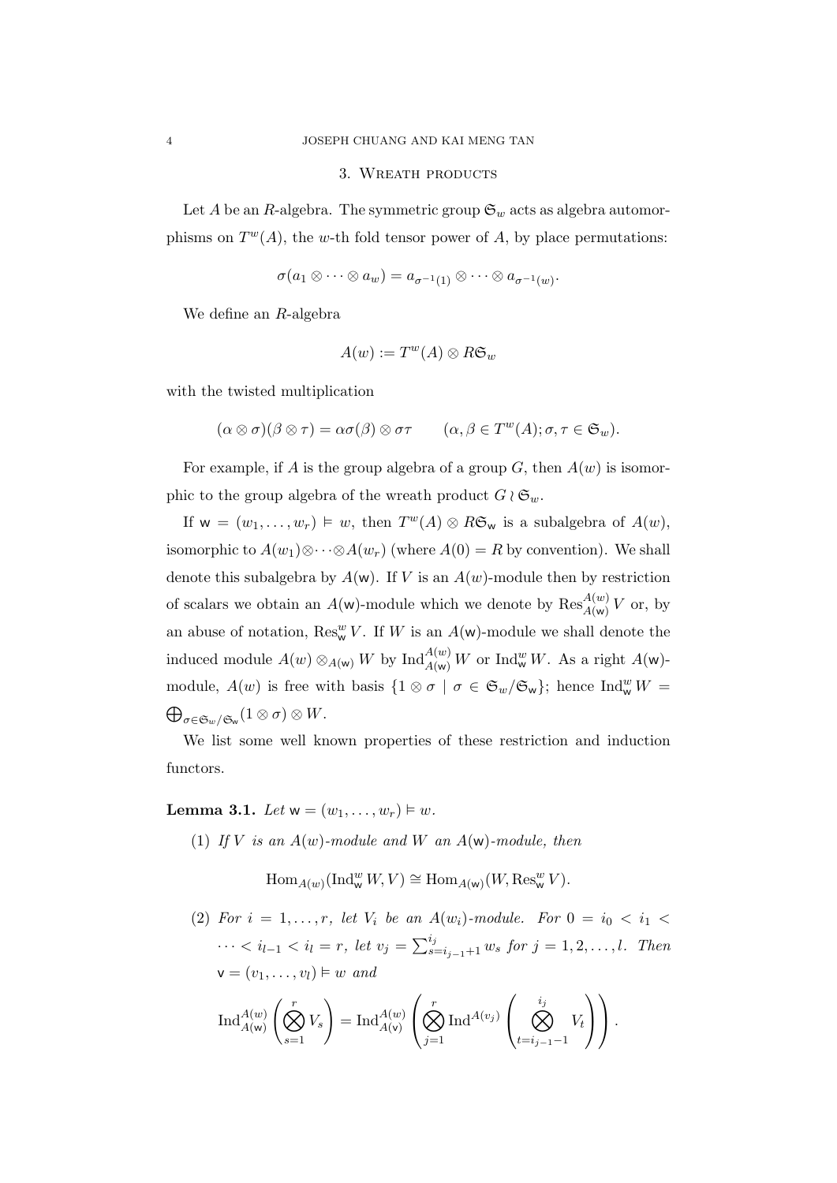## 3. Wreath products

Let $A$ be an $R$-algebra. The symmetric group $\mathfrak{S}_w$ acts as algebra automorphisms on $T^w(A)$, the $w$-th fold tensor power of $A$, by place permutations:

$$\sigma(a_1 \otimes \cdots \otimes a_w) = a_{\sigma^{-1}(1)} \otimes \cdots \otimes a_{\sigma^{-1}(w)}.$$

We define an $R$-algebra

$$A(w) := T^w(A) \otimes R\mathfrak{S}_w$$

with the twisted multiplication

$$(\alpha \otimes \sigma)(\beta \otimes \tau) = \alpha\sigma(\beta) \otimes \sigma\tau \qquad (\alpha, \beta \in T^w(A); \sigma, \tau \in \mathfrak{S}_w).$$

For example, if $A$ is the group algebra of a group $G$, then $A(w)$ is isomorphic to the group algebra of the wreath product $G \wr \mathfrak{S}_w$.

If $\mathsf{w} = (w_1, \dots, w_r) \vDash w$, then $T^w(A) \otimes R\mathfrak{S}_{\mathsf{w}}$ is a subalgebra of $A(w)$, isomorphic to $A(w_1) \otimes \cdots \otimes A(w_r)$ (where $A(0) = R$ by convention). We shall denote this subalgebra by $A(\mathsf{w})$. If $V$ is an $A(w)$-module then by restriction of scalars we obtain an $A(\mathsf{w})$-module which we denote by $\operatorname{Res}^{A(w)}_{A(\mathsf{w})} V$ or, by an abuse of notation, $\operatorname{Res}^w_{\mathsf{w}} V$. If $W$ is an $A(\mathsf{w})$-module we shall denote the induced module $A(w) \otimes_{A(\mathsf{w})} W$ by $\operatorname{Ind}^{A(w)}_{A(\mathsf{w})} W$ or $\operatorname{Ind}^w_{\mathsf{w}} W$. As a right $A(\mathsf{w})$-module, $A(w)$ is free with basis $\{1 \otimes \sigma \mid \sigma \in \mathfrak{S}_w/\mathfrak{S}_{\mathsf{w}}\}$; hence $\operatorname{Ind}^w_{\mathsf{w}} W = \bigoplus_{\sigma \in \mathfrak{S}_w/\mathfrak{S}_{\mathsf{w}}} (1 \otimes \sigma) \otimes W$.

We list some well known properties of these restriction and induction functors.

**Lemma 3.1.** *Let $\mathsf{w} = (w_1, \dots, w_r) \vDash w$.*

1. *If $V$ is an $A(w)$-module and $W$ an $A(\mathsf{w})$-module, then*

$$\operatorname{Hom}_{A(w)}(\operatorname{Ind}^w_{\mathsf{w}} W, V) \cong \operatorname{Hom}_{A(\mathsf{w})}(W, \operatorname{Res}^w_{\mathsf{w}} V).$$

2. *For $i = 1, \dots, r$, let $V_i$ be an $A(w_i)$-module. For $0 = i_0 < i_1 < \cdots < i_{l-1} < i_l = r$, let $v_j = \sum_{s=i_{j-1}+1}^{i_j} w_s$ for $j = 1, 2, \dots, l$. Then $\mathsf{v} = (v_1, \dots, v_l) \vDash w$ and*

$$\operatorname{Ind}^{A(w)}_{A(\mathsf{w})} \left( \bigotimes_{s=1}^{r} V_s \right) = \operatorname{Ind}^{A(w)}_{A(\mathsf{v})} \left( \bigotimes_{j=1}^{r} \operatorname{Ind}^{A(v_j)} \left( \bigotimes_{t=i_{j-1}-1}^{i_j} V_t \right) \right).$$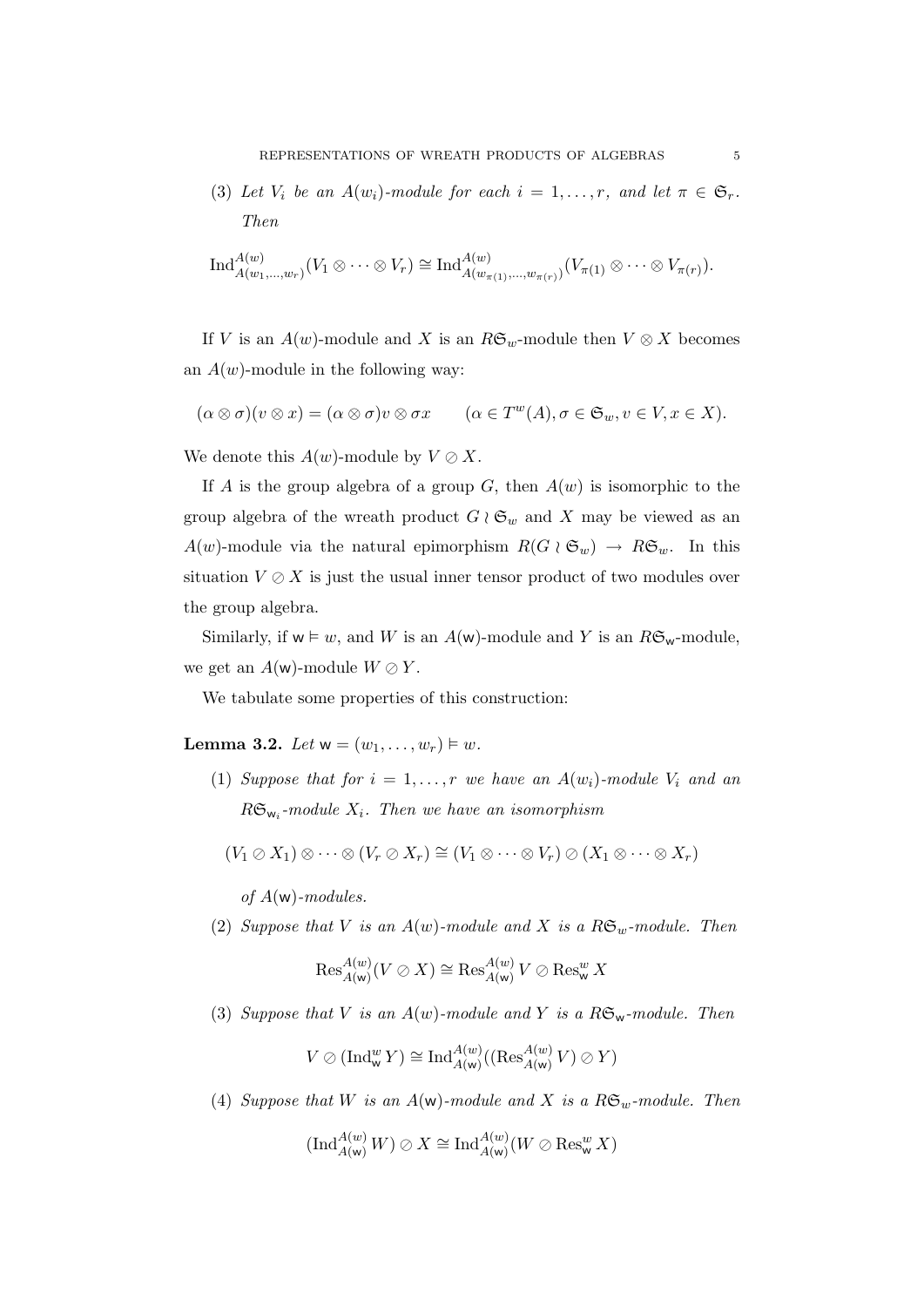(3) *Let $V_i$ be an $A(w_i)$-module for each $i = 1, \ldots, r$, and let $\pi \in \mathfrak{S}_r$. Then*

$$\mathrm{Ind}_{A(w_1,\ldots,w_r)}^{A(w)}(V_1 \otimes \cdots \otimes V_r) \cong \mathrm{Ind}_{A(w_{\pi(1)},\ldots,w_{\pi(r)})}^{A(w)}(V_{\pi(1)} \otimes \cdots \otimes V_{\pi(r)}).$$

If $V$ is an $A(w)$-module and $X$ is an $R\mathfrak{S}_w$-module then $V \otimes X$ becomes an $A(w)$-module in the following way:

$$(\alpha \otimes \sigma)(v \otimes x) = (\alpha \otimes \sigma)v \otimes \sigma x \qquad (\alpha \in T^w(A), \sigma \in \mathfrak{S}_w, v \in V, x \in X).$$

We denote this $A(w)$-module by $V \oslash X$.

If $A$ is the group algebra of a group $G$, then $A(w)$ is isomorphic to the group algebra of the wreath product $G \wr \mathfrak{S}_w$ and $X$ may be viewed as an $A(w)$-module via the natural epimorphism $R(G \wr \mathfrak{S}_w) \to R\mathfrak{S}_w$. In this situation $V \oslash X$ is just the usual inner tensor product of two modules over the group algebra.

Similarly, if $\mathsf{w} \vDash w$, and $W$ is an $A(\mathsf{w})$-module and $Y$ is an $R\mathfrak{S}_{\mathsf{w}}$-module, we get an $A(\mathsf{w})$-module $W \oslash Y$.

We tabulate some properties of this construction:

**Lemma 3.2.** *Let $\mathsf{w} = (w_1, \ldots, w_r) \vDash w$.*

(1) *Suppose that for $i = 1, \ldots, r$ we have an $A(w_i)$-module $V_i$ and an $R\mathfrak{S}_{\mathsf{w}_i}$-module $X_i$. Then we have an isomorphism*

$$(V_1 \oslash X_1) \otimes \cdots \otimes (V_r \oslash X_r) \cong (V_1 \otimes \cdots \otimes V_r) \oslash (X_1 \otimes \cdots \otimes X_r)$$

*of $A(\mathsf{w})$-modules.*

(2) *Suppose that $V$ is an $A(w)$-module and $X$ is a $R\mathfrak{S}_w$-module. Then*

$$\mathrm{Res}_{A(\mathsf{w})}^{A(w)}(V \oslash X) \cong \mathrm{Res}_{A(\mathsf{w})}^{A(w)} V \oslash \mathrm{Res}_{\mathsf{w}}^{w} X$$

(3) *Suppose that $V$ is an $A(w)$-module and $Y$ is a $R\mathfrak{S}_{\mathsf{w}}$-module. Then*

$$V \oslash (\mathrm{Ind}_{\mathsf{w}}^{w} Y) \cong \mathrm{Ind}_{A(\mathsf{w})}^{A(w)}((\mathrm{Res}_{A(\mathsf{w})}^{A(w)} V) \oslash Y)$$

(4) *Suppose that $W$ is an $A(\mathsf{w})$-module and $X$ is a $R\mathfrak{S}_w$-module. Then*

$$(\mathrm{Ind}_{A(\mathsf{w})}^{A(w)} W) \oslash X \cong \mathrm{Ind}_{A(\mathsf{w})}^{A(w)}(W \oslash \mathrm{Res}_{\mathsf{w}}^{w} X)$$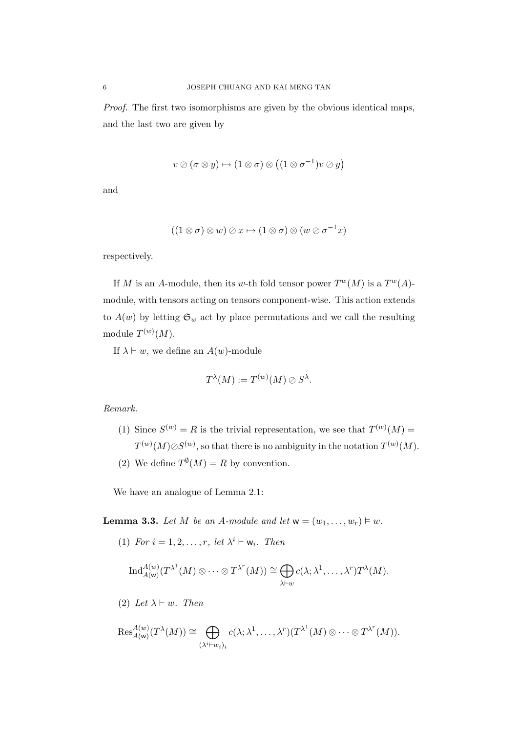*Proof.* The first two isomorphisms are given by the obvious identical maps, and the last two are given by

$$v \oslash (\sigma \otimes y) \mapsto (1 \otimes \sigma) \otimes \big((1 \otimes \sigma^{-1})v \oslash y\big)$$

and

$$((1 \otimes \sigma) \otimes w) \oslash x \mapsto (1 \otimes \sigma) \otimes (w \oslash \sigma^{-1} x)$$

respectively.

If $M$ is an $A$-module, then its $w$-th fold tensor power $T^w(M)$ is a $T^w(A)$-module, with tensors acting on tensors component-wise. This action extends to $A(w)$ by letting $\mathfrak{S}_w$ act by place permutations and we call the resulting module $T^{(w)}(M)$.

If $\lambda \vdash w$, we define an $A(w)$-module

$$T^\lambda(M) := T^{(w)}(M) \oslash S^\lambda.$$

*Remark.*

1. Since $S^{(w)} = R$ is the trivial representation, we see that $T^{(w)}(M) = T^{(w)}(M) \oslash S^{(w)}$, so that there is no ambiguity in the notation $T^{(w)}(M)$.
2. We define $T^\emptyset(M) = R$ by convention.

We have an analogue of Lemma 2.1:

**Lemma 3.3.** *Let $M$ be an $A$-module and let $\mathsf{w} = (w_1, \dots, w_r) \vDash w$.*

1. *For $i = 1, 2, \dots, r$, let $\lambda^i \vdash \mathsf{w}_i$. Then*

$$\operatorname{Ind}_{A(\mathsf{w})}^{A(w)}(T^{\lambda^1}(M) \otimes \cdots \otimes T^{\lambda^r}(M)) \cong \bigoplus_{\lambda \vdash w} c(\lambda; \lambda^1, \dots, \lambda^r) T^\lambda(M).$$

2. *Let $\lambda \vdash w$. Then*

$$\operatorname{Res}_{A(\mathsf{w})}^{A(w)}(T^\lambda(M)) \cong \bigoplus_{(\lambda^i \vdash w_i)_i} c(\lambda; \lambda^1, \dots, \lambda^r)(T^{\lambda^1}(M) \otimes \cdots \otimes T^{\lambda^r}(M)).$$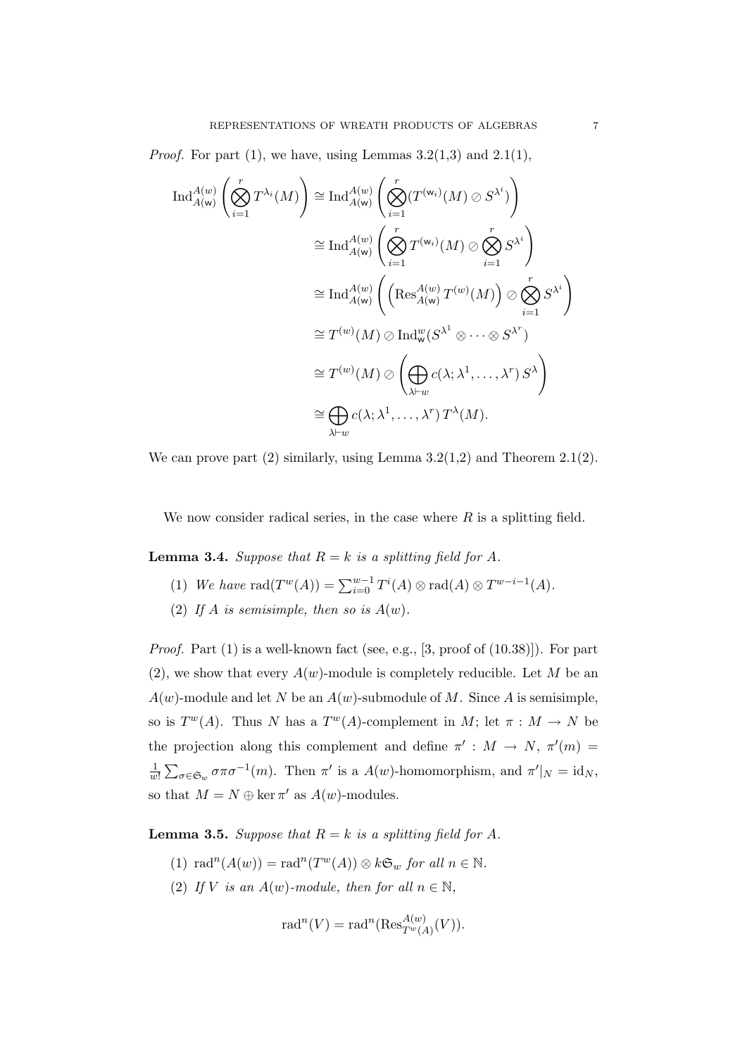*Proof.* For part (1), we have, using Lemmas 3.2(1,3) and 2.1(1),

$$
\begin{aligned}
\operatorname{Ind}_{A(\mathsf{w})}^{A(w)}\left(\bigotimes_{i=1}^{r} T^{\lambda_i}(M)\right) &\cong \operatorname{Ind}_{A(\mathsf{w})}^{A(w)}\left(\bigotimes_{i=1}^{r}(T^{(\mathsf{w}_i)}(M) \oslash S^{\lambda^i})\right) \\
&\cong \operatorname{Ind}_{A(\mathsf{w})}^{A(w)}\left(\bigotimes_{i=1}^{r} T^{(\mathsf{w}_i)}(M) \oslash \bigotimes_{i=1}^{r} S^{\lambda^i}\right) \\
&\cong \operatorname{Ind}_{A(\mathsf{w})}^{A(w)}\left(\left(\operatorname{Res}_{A(\mathsf{w})}^{A(w)} T^{(w)}(M)\right) \oslash \bigotimes_{i=1}^{r} S^{\lambda^i}\right) \\
&\cong T^{(w)}(M) \oslash \operatorname{Ind}_{\mathsf{w}}^{w}(S^{\lambda^1} \otimes \cdots \otimes S^{\lambda^r}) \\
&\cong T^{(w)}(M) \oslash \left(\bigoplus_{\lambda \vdash w} c(\lambda; \lambda^1, \ldots, \lambda^r)\, S^{\lambda}\right) \\
&\cong \bigoplus_{\lambda \vdash w} c(\lambda; \lambda^1, \ldots, \lambda^r)\, T^{\lambda}(M).
\end{aligned}
$$

We can prove part (2) similarly, using Lemma 3.2(1,2) and Theorem 2.1(2).

We now consider radical series, in the case where $R$ is a splitting field.

**Lemma 3.4.** *Suppose that $R = k$ is a splitting field for $A$.*

1. *We have $\operatorname{rad}(T^w(A)) = \sum_{i=0}^{w-1} T^i(A) \otimes \operatorname{rad}(A) \otimes T^{w-i-1}(A)$.*
2. *If $A$ is semisimple, then so is $A(w)$.*

*Proof.* Part (1) is a well-known fact (see, e.g., [3, proof of (10.38)]). For part (2), we show that every $A(w)$-module is completely reducible. Let $M$ be an $A(w)$-module and let $N$ be an $A(w)$-submodule of $M$. Since $A$ is semisimple, so is $T^w(A)$. Thus $N$ has a $T^w(A)$-complement in $M$; let $\pi : M \to N$ be the projection along this complement and define $\pi' : M \to N$, $\pi'(m) = \frac{1}{w!}\sum_{\sigma \in \mathfrak{S}_w} \sigma\pi\sigma^{-1}(m)$. Then $\pi'$ is a $A(w)$-homomorphism, and $\pi'|_N = \mathrm{id}_N$, so that $M = N \oplus \ker \pi'$ as $A(w)$-modules.

**Lemma 3.5.** *Suppose that $R = k$ is a splitting field for $A$.*

1. *$\operatorname{rad}^n(A(w)) = \operatorname{rad}^n(T^w(A)) \otimes k\mathfrak{S}_w$ for all $n \in \mathbb{N}$.*
2. *If $V$ is an $A(w)$-module, then for all $n \in \mathbb{N}$,*

$$\operatorname{rad}^n(V) = \operatorname{rad}^n(\operatorname{Res}_{T^w(A)}^{A(w)}(V)).$$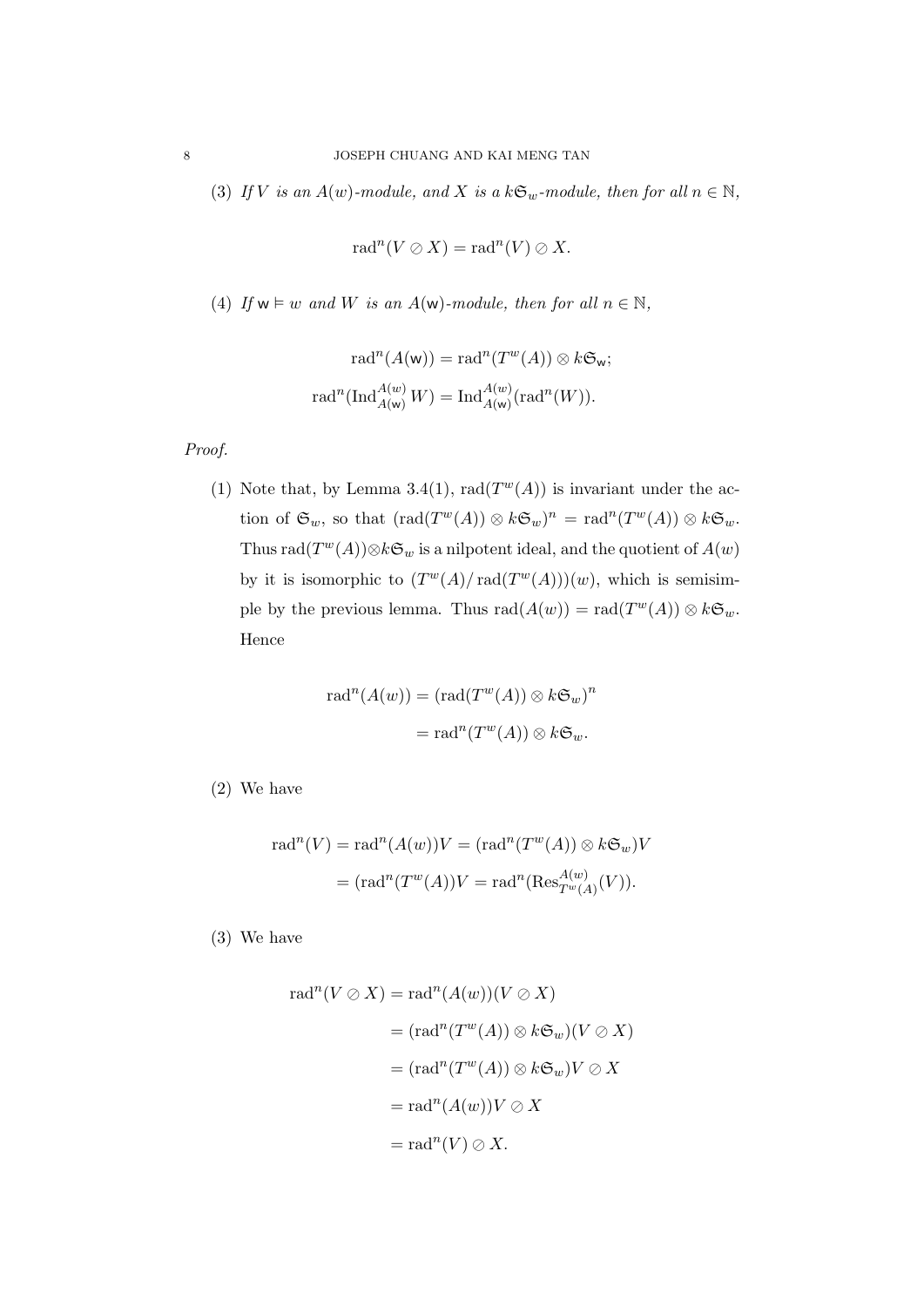(3) *If $V$ is an $A(w)$-module, and $X$ is a $k\mathfrak{S}_w$-module, then for all $n \in \mathbb{N}$,*

$$\operatorname{rad}^n(V \oslash X) = \operatorname{rad}^n(V) \oslash X.$$

(4) *If $\mathsf{w} \vDash w$ and $W$ is an $A(\mathsf{w})$-module, then for all $n \in \mathbb{N}$,*

$$\operatorname{rad}^n(A(\mathsf{w})) = \operatorname{rad}^n(T^w(A)) \otimes k\mathfrak{S}_{\mathsf{w}};$$

$$\operatorname{rad}^n(\operatorname{Ind}_{A(\mathsf{w})}^{A(w)} W) = \operatorname{Ind}_{A(\mathsf{w})}^{A(w)}(\operatorname{rad}^n(W)).$$

*Proof.*

(1) Note that, by Lemma 3.4(1), $\operatorname{rad}(T^w(A))$ is invariant under the action of $\mathfrak{S}_w$, so that $(\operatorname{rad}(T^w(A)) \otimes k\mathfrak{S}_w)^n = \operatorname{rad}^n(T^w(A)) \otimes k\mathfrak{S}_w$. Thus $\operatorname{rad}(T^w(A)) \otimes k\mathfrak{S}_w$ is a nilpotent ideal, and the quotient of $A(w)$ by it is isomorphic to $(T^w(A)/\operatorname{rad}(T^w(A)))(w)$, which is semisimple by the previous lemma. Thus $\operatorname{rad}(A(w)) = \operatorname{rad}(T^w(A)) \otimes k\mathfrak{S}_w$. Hence

$$\begin{aligned}
\operatorname{rad}^n(A(w)) &= (\operatorname{rad}(T^w(A)) \otimes k\mathfrak{S}_w)^n \\
&= \operatorname{rad}^n(T^w(A)) \otimes k\mathfrak{S}_w.
\end{aligned}$$

(2) We have

$$\begin{aligned}
\operatorname{rad}^n(V) = \operatorname{rad}^n(A(w))V &= (\operatorname{rad}^n(T^w(A)) \otimes k\mathfrak{S}_w)V \\
&= (\operatorname{rad}^n(T^w(A))V = \operatorname{rad}^n(\operatorname{Res}_{T^w(A)}^{A(w)}(V)).
\end{aligned}$$

(3) We have

$$\begin{aligned}
\operatorname{rad}^n(V \oslash X) &= \operatorname{rad}^n(A(w))(V \oslash X) \\
&= (\operatorname{rad}^n(T^w(A)) \otimes k\mathfrak{S}_w)(V \oslash X) \\
&= (\operatorname{rad}^n(T^w(A)) \otimes k\mathfrak{S}_w)V \oslash X \\
&= \operatorname{rad}^n(A(w))V \oslash X \\
&= \operatorname{rad}^n(V) \oslash X.
\end{aligned}$$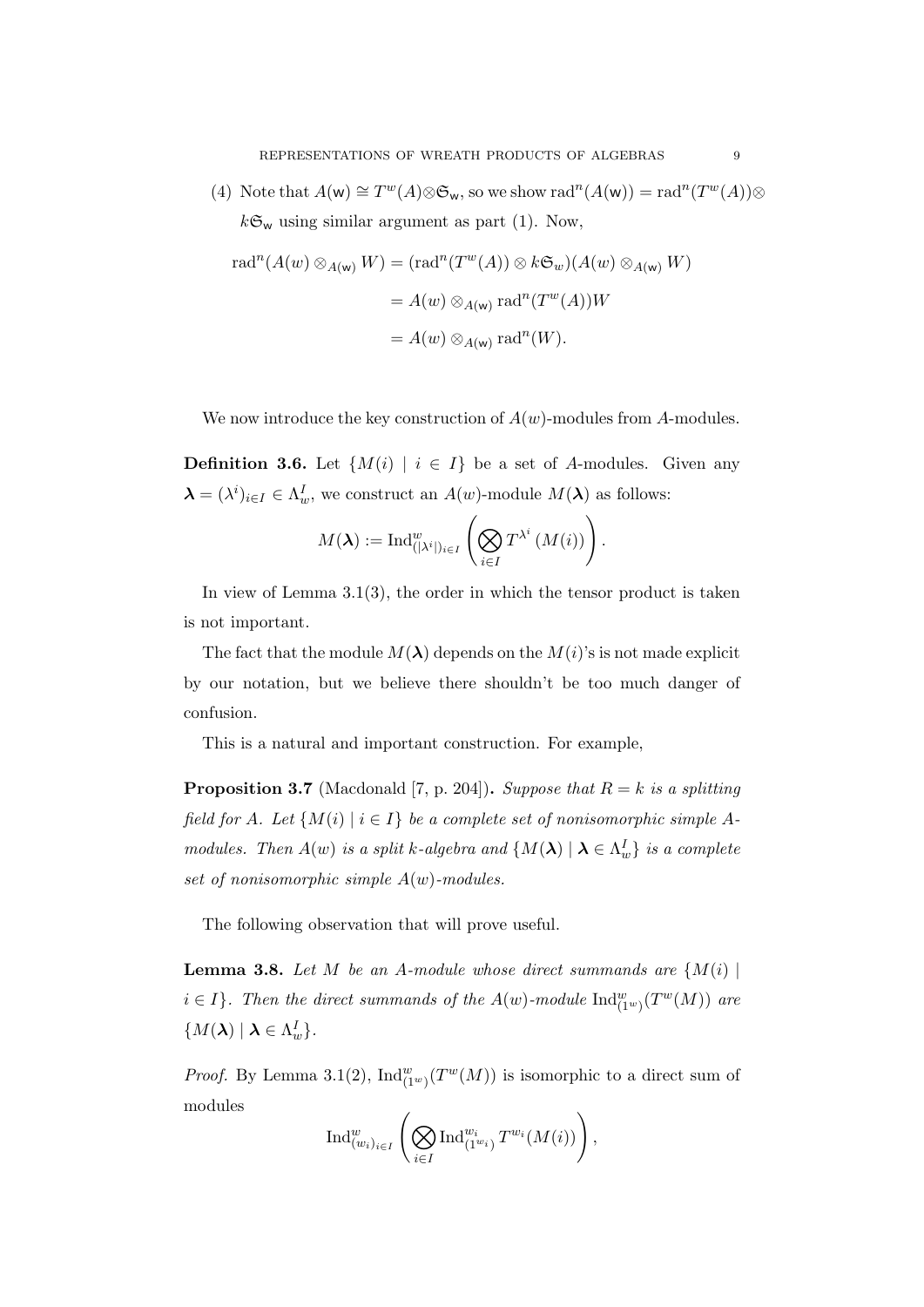(4) Note that $A(\mathsf{w}) \cong T^w(A) \otimes \mathfrak{S}_\mathsf{w}$, so we show $\operatorname{rad}^n(A(\mathsf{w})) = \operatorname{rad}^n(T^w(A)) \otimes k\mathfrak{S}_\mathsf{w}$ using similar argument as part (1). Now,

$$
\begin{aligned}
\operatorname{rad}^n(A(w) \otimes_{A(\mathsf{w})} W) &= (\operatorname{rad}^n(T^w(A)) \otimes k\mathfrak{S}_w)(A(w) \otimes_{A(\mathsf{w})} W) \\
&= A(w) \otimes_{A(\mathsf{w})} \operatorname{rad}^n(T^w(A))W \\
&= A(w) \otimes_{A(\mathsf{w})} \operatorname{rad}^n(W).
\end{aligned}
$$

We now introduce the key construction of $A(w)$-modules from $A$-modules.

**Definition 3.6.** Let $\{M(i) \mid i \in I\}$ be a set of $A$-modules. Given any $\boldsymbol{\lambda} = (\lambda^i)_{i \in I} \in \Lambda^I_w$, we construct an $A(w)$-module $M(\boldsymbol{\lambda})$ as follows:

$$
M(\boldsymbol{\lambda}) := \operatorname{Ind}^w_{(|\lambda^i|)_{i \in I}} \left( \bigotimes_{i \in I} T^{\lambda^i} (M(i)) \right).
$$

In view of Lemma 3.1(3), the order in which the tensor product is taken is not important.

The fact that the module $M(\boldsymbol{\lambda})$ depends on the $M(i)$'s is not made explicit by our notation, but we believe there shouldn't be too much danger of confusion.

This is a natural and important construction. For example,

**Proposition 3.7** (Macdonald [7, p. 204]). *Suppose that $R = k$ is a splitting field for $A$. Let $\{M(i) \mid i \in I\}$ be a complete set of nonisomorphic simple $A$-modules. Then $A(w)$ is a split $k$-algebra and $\{M(\boldsymbol{\lambda}) \mid \boldsymbol{\lambda} \in \Lambda^I_w\}$ is a complete set of nonisomorphic simple $A(w)$-modules.*

The following observation that will prove useful.

**Lemma 3.8.** *Let $M$ be an $A$-module whose direct summands are $\{M(i) \mid i \in I\}$. Then the direct summands of the $A(w)$-module $\operatorname{Ind}^w_{(1^w)}(T^w(M))$ are $\{M(\boldsymbol{\lambda}) \mid \boldsymbol{\lambda} \in \Lambda^I_w\}$.*

*Proof.* By Lemma 3.1(2), $\operatorname{Ind}^w_{(1^w)}(T^w(M))$ is isomorphic to a direct sum of modules

$$
\operatorname{Ind}^w_{(w_i)_{i \in I}} \left( \bigotimes_{i \in I} \operatorname{Ind}^{w_i}_{(1^{w_i})} T^{w_i}(M(i)) \right),
$$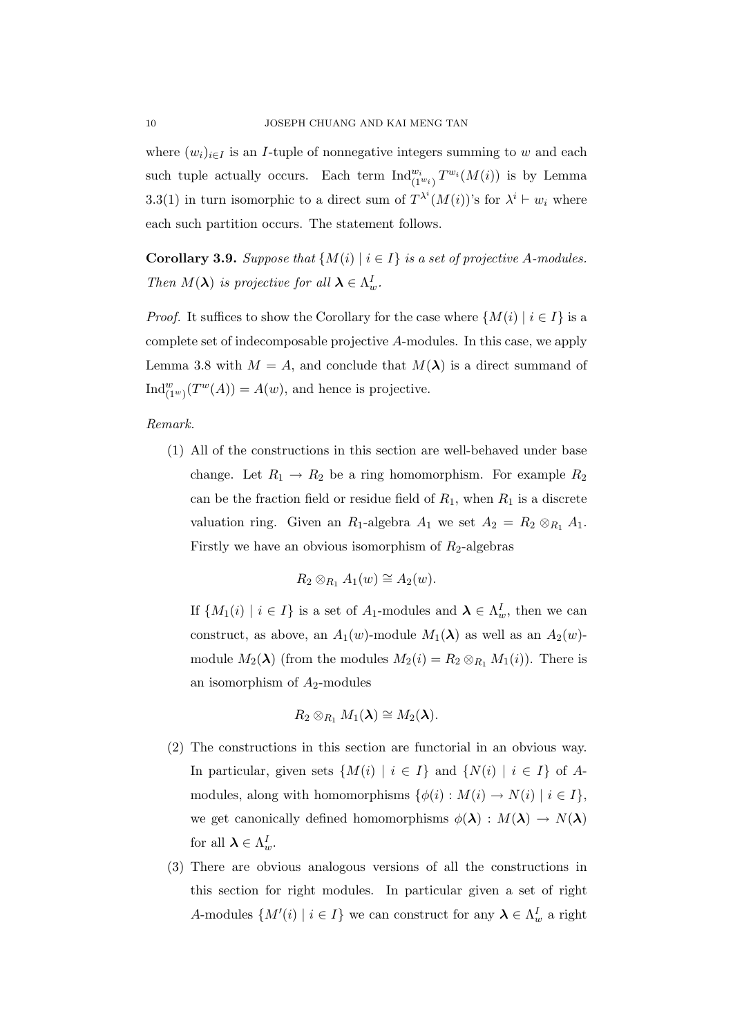where $(w_i)_{i \in I}$ is an $I$-tuple of nonnegative integers summing to $w$ and each such tuple actually occurs. Each term $\mathrm{Ind}_{(1^{w_i})}^{w_i} T^{w_i}(M(i))$ is by Lemma 3.3(1) in turn isomorphic to a direct sum of $T^{\lambda^i}(M(i))$'s for $\lambda^i \vdash w_i$ where each such partition occurs. The statement follows.

**Corollary 3.9.** *Suppose that $\{M(i) \mid i \in I\}$ is a set of projective $A$-modules. Then $M(\boldsymbol{\lambda})$ is projective for all $\boldsymbol{\lambda} \in \Lambda_w^I$.*

*Proof.* It suffices to show the Corollary for the case where $\{M(i) \mid i \in I\}$ is a complete set of indecomposable projective $A$-modules. In this case, we apply Lemma 3.8 with $M = A$, and conclude that $M(\boldsymbol{\lambda})$ is a direct summand of $\mathrm{Ind}_{(1^w)}^{w}(T^w(A)) = A(w)$, and hence is projective.

*Remark.*

(1) All of the constructions in this section are well-behaved under base change. Let $R_1 \to R_2$ be a ring homomorphism. For example $R_2$ can be the fraction field or residue field of $R_1$, when $R_1$ is a discrete valuation ring. Given an $R_1$-algebra $A_1$ we set $A_2 = R_2 \otimes_{R_1} A_1$. Firstly we have an obvious isomorphism of $R_2$-algebras

$$R_2 \otimes_{R_1} A_1(w) \cong A_2(w).$$

If $\{M_1(i) \mid i \in I\}$ is a set of $A_1$-modules and $\boldsymbol{\lambda} \in \Lambda_w^I$, then we can construct, as above, an $A_1(w)$-module $M_1(\boldsymbol{\lambda})$ as well as an $A_2(w)$-module $M_2(\boldsymbol{\lambda})$ (from the modules $M_2(i) = R_2 \otimes_{R_1} M_1(i)$). There is an isomorphism of $A_2$-modules

$$R_2 \otimes_{R_1} M_1(\boldsymbol{\lambda}) \cong M_2(\boldsymbol{\lambda}).$$

(2) The constructions in this section are functorial in an obvious way. In particular, given sets $\{M(i) \mid i \in I\}$ and $\{N(i) \mid i \in I\}$ of $A$-modules, along with homomorphisms $\{\phi(i) : M(i) \to N(i) \mid i \in I\}$, we get canonically defined homomorphisms $\phi(\boldsymbol{\lambda}) : M(\boldsymbol{\lambda}) \to N(\boldsymbol{\lambda})$ for all $\boldsymbol{\lambda} \in \Lambda_w^I$.

(3) There are obvious analogous versions of all the constructions in this section for right modules. In particular given a set of right $A$-modules $\{M'(i) \mid i \in I\}$ we can construct for any $\boldsymbol{\lambda} \in \Lambda_w^I$ a right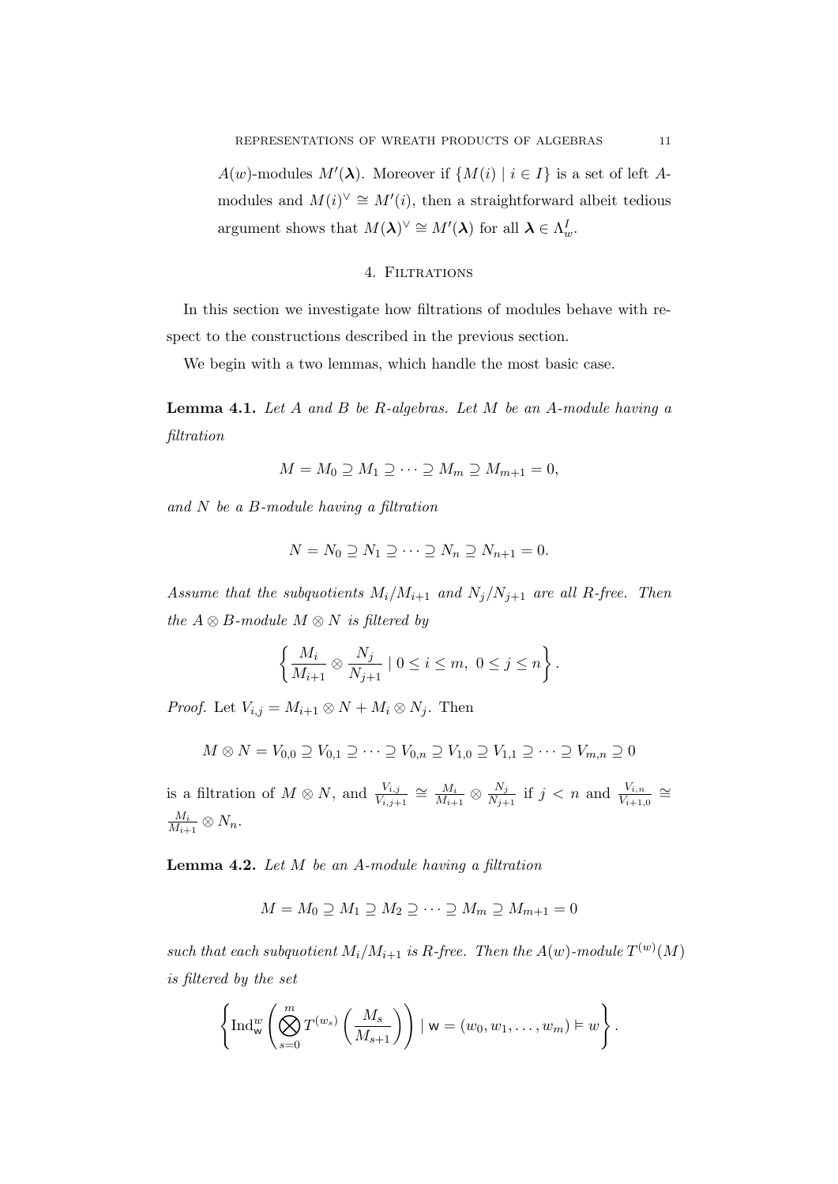$A(w)$-modules $M'(\boldsymbol{\lambda})$. Moreover if $\{M(i) \mid i \in I\}$ is a set of left $A$-modules and $M(i)^\vee \cong M'(i)$, then a straightforward albeit tedious argument shows that $M(\boldsymbol{\lambda})^\vee \cong M'(\boldsymbol{\lambda})$ for all $\boldsymbol{\lambda} \in \Lambda_w^I$.

## 4. Filtrations

In this section we investigate how filtrations of modules behave with respect to the constructions described in the previous section.

We begin with a two lemmas, which handle the most basic case.

**Lemma 4.1.** *Let $A$ and $B$ be $R$-algebras. Let $M$ be an $A$-module having a filtration*

$$M = M_0 \supseteq M_1 \supseteq \cdots \supseteq M_m \supseteq M_{m+1} = 0,$$

*and $N$ be a $B$-module having a filtration*

$$N = N_0 \supseteq N_1 \supseteq \cdots \supseteq N_n \supseteq N_{n+1} = 0.$$

*Assume that the subquotients $M_i/M_{i+1}$ and $N_j/N_{j+1}$ are all $R$-free. Then the $A \otimes B$-module $M \otimes N$ is filtered by*

$$\left\{ \frac{M_i}{M_{i+1}} \otimes \frac{N_j}{N_{j+1}} \mid 0 \leq i \leq m,\ 0 \leq j \leq n \right\}.$$

*Proof.* Let $V_{i,j} = M_{i+1} \otimes N + M_i \otimes N_j$. Then

$$M \otimes N = V_{0,0} \supseteq V_{0,1} \supseteq \cdots \supseteq V_{0,n} \supseteq V_{1,0} \supseteq V_{1,1} \supseteq \cdots \supseteq V_{m,n} \supseteq 0$$

is a filtration of $M \otimes N$, and $\frac{V_{i,j}}{V_{i,j+1}} \cong \frac{M_i}{M_{i+1}} \otimes \frac{N_j}{N_{j+1}}$ if $j < n$ and $\frac{V_{i,n}}{V_{i+1,0}} \cong \frac{M_i}{M_{i+1}} \otimes N_n$.

**Lemma 4.2.** *Let $M$ be an $A$-module having a filtration*

$$M = M_0 \supseteq M_1 \supseteq M_2 \supseteq \cdots \supseteq M_m \supseteq M_{m+1} = 0$$

*such that each subquotient $M_i/M_{i+1}$ is $R$-free. Then the $A(w)$-module $T^{(w)}(M)$ is filtered by the set*

$$\left\{ \operatorname{Ind}_{\mathsf{w}}^{w} \left( \bigotimes_{s=0}^{m} T^{(w_s)} \left( \frac{M_s}{M_{s+1}} \right) \right) \mid \mathsf{w} = (w_0, w_1, \ldots, w_m) \vDash w \right\}.$$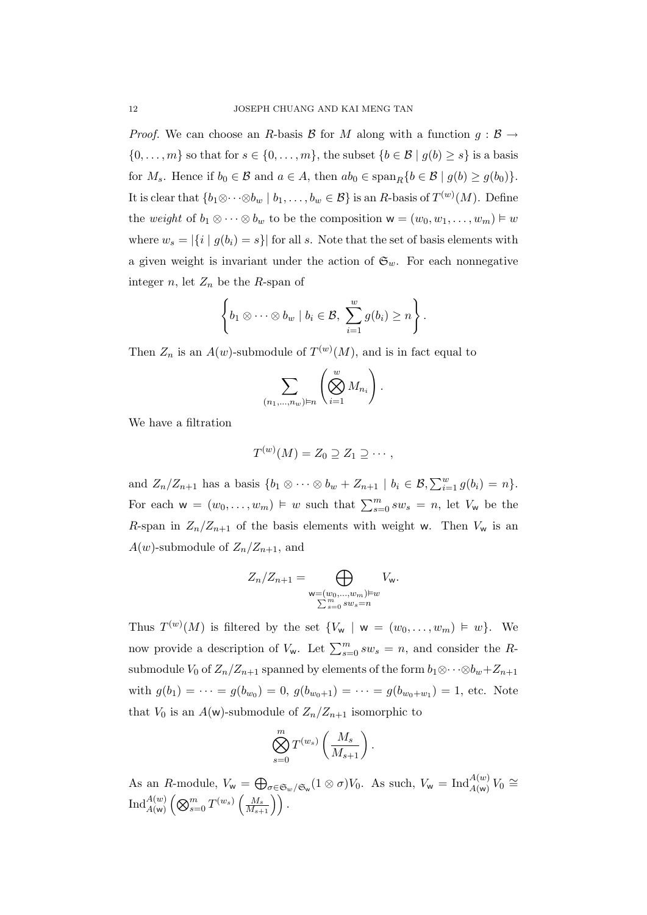*Proof.* We can choose an $R$-basis $\mathcal{B}$ for $M$ along with a function $g : \mathcal{B} \to \{0, \dots, m\}$ so that for $s \in \{0, \dots, m\}$, the subset $\{b \in \mathcal{B} \mid g(b) \geq s\}$ is a basis for $M_s$. Hence if $b_0 \in \mathcal{B}$ and $a \in A$, then $ab_0 \in \operatorname{span}_R\{b \in \mathcal{B} \mid g(b) \geq g(b_0)\}$. It is clear that $\{b_1 \otimes \cdots \otimes b_w \mid b_1, \dots, b_w \in \mathcal{B}\}$ is an $R$-basis of $T^{(w)}(M)$. Define the *weight* of $b_1 \otimes \cdots \otimes b_w$ to be the composition $\mathsf{w} = (w_0, w_1, \dots, w_m) \vDash w$ where $w_s = |\{i \mid g(b_i) = s\}|$ for all $s$. Note that the set of basis elements with a given weight is invariant under the action of $\mathfrak{S}_w$. For each nonnegative integer $n$, let $Z_n$ be the $R$-span of

$$\left\{ b_1 \otimes \cdots \otimes b_w \mid b_i \in \mathcal{B},\ \sum_{i=1}^{w} g(b_i) \geq n \right\}.$$

Then $Z_n$ is an $A(w)$-submodule of $T^{(w)}(M)$, and is in fact equal to

$$\sum_{(n_1, \dots, n_w) \vDash n} \left( \bigotimes_{i=1}^{w} M_{n_i} \right).$$

We have a filtration

$$T^{(w)}(M) = Z_0 \supseteq Z_1 \supseteq \cdots,$$

and $Z_n/Z_{n+1}$ has a basis $\{b_1 \otimes \cdots \otimes b_w + Z_{n+1} \mid b_i \in \mathcal{B}, \sum_{i=1}^{w} g(b_i) = n\}$. For each $\mathsf{w} = (w_0, \dots, w_m) \vDash w$ such that $\sum_{s=0}^{m} s w_s = n$, let $V_{\mathsf{w}}$ be the $R$-span in $Z_n/Z_{n+1}$ of the basis elements with weight $\mathsf{w}$. Then $V_{\mathsf{w}}$ is an $A(w)$-submodule of $Z_n/Z_{n+1}$, and

$$Z_n/Z_{n+1} = \bigoplus_{\substack{\mathsf{w} = (w_0, \dots, w_m) \vDash w \\ \sum_{s=0}^{m} s w_s = n}} V_{\mathsf{w}}.$$

Thus $T^{(w)}(M)$ is filtered by the set $\{V_{\mathsf{w}} \mid \mathsf{w} = (w_0, \dots, w_m) \vDash w\}$. We now provide a description of $V_{\mathsf{w}}$. Let $\sum_{s=0}^{m} s w_s = n$, and consider the $R$-submodule $V_0$ of $Z_n/Z_{n+1}$ spanned by elements of the form $b_1 \otimes \cdots \otimes b_w + Z_{n+1}$ with $g(b_1) = \cdots = g(b_{w_0}) = 0$, $g(b_{w_0+1}) = \cdots = g(b_{w_0+w_1}) = 1$, etc. Note that $V_0$ is an $A(\mathsf{w})$-submodule of $Z_n/Z_{n+1}$ isomorphic to

$$\bigotimes_{s=0}^{m} T^{(w_s)} \left( \frac{M_s}{M_{s+1}} \right).$$

As an $R$-module, $V_{\mathsf{w}} = \bigoplus_{\sigma \in \mathfrak{S}_w / \mathfrak{S}_{\mathsf{w}}} (1 \otimes \sigma) V_0$. As such, $V_{\mathsf{w}} = \operatorname{Ind}_{A(\mathsf{w})}^{A(w)} V_0 \cong \operatorname{Ind}_{A(\mathsf{w})}^{A(w)} \left( \bigotimes_{s=0}^{m} T^{(w_s)} \left( \frac{M_s}{M_{s+1}} \right) \right).$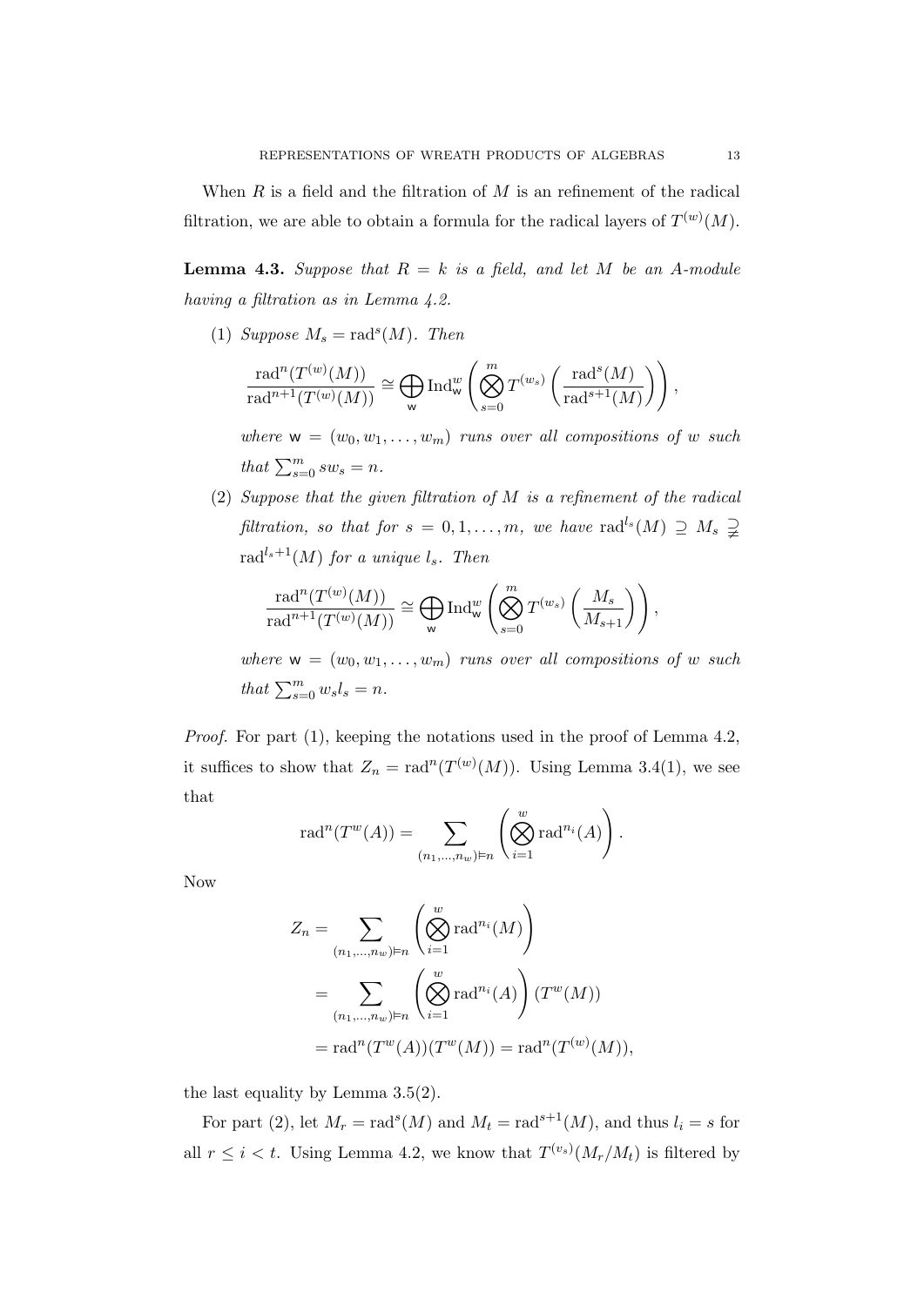When $R$ is a field and the filtration of $M$ is an refinement of the radical filtration, we are able to obtain a formula for the radical layers of $T^{(w)}(M)$.

**Lemma 4.3.** *Suppose that $R = k$ is a field, and let $M$ be an $A$-module having a filtration as in Lemma 4.2.*

(1) *Suppose $M_s = \mathrm{rad}^s(M)$. Then*

$$\frac{\mathrm{rad}^n(T^{(w)}(M))}{\mathrm{rad}^{n+1}(T^{(w)}(M))} \cong \bigoplus_{\mathsf{w}} \mathrm{Ind}_{\mathsf{w}}^{w} \left( \bigotimes_{s=0}^{m} T^{(w_s)} \left( \frac{\mathrm{rad}^s(M)}{\mathrm{rad}^{s+1}(M)} \right) \right),$$

*where $\mathsf{w} = (w_0, w_1, \ldots, w_m)$ runs over all compositions of $w$ such that $\sum_{s=0}^{m} s w_s = n$.*

(2) *Suppose that the given filtration of $M$ is a refinement of the radical filtration, so that for $s = 0, 1, \ldots, m$, we have $\mathrm{rad}^{l_s}(M) \supseteq M_s \supsetneqq \mathrm{rad}^{l_s+1}(M)$ for a unique $l_s$. Then*

$$\frac{\mathrm{rad}^n(T^{(w)}(M))}{\mathrm{rad}^{n+1}(T^{(w)}(M))} \cong \bigoplus_{\mathsf{w}} \mathrm{Ind}_{\mathsf{w}}^{w} \left( \bigotimes_{s=0}^{m} T^{(w_s)} \left( \frac{M_s}{M_{s+1}} \right) \right),$$

*where $\mathsf{w} = (w_0, w_1, \ldots, w_m)$ runs over all compositions of $w$ such that $\sum_{s=0}^{m} w_s l_s = n$.*

*Proof.* For part (1), keeping the notations used in the proof of Lemma 4.2, it suffices to show that $Z_n = \mathrm{rad}^n(T^{(w)}(M))$. Using Lemma 3.4(1), we see that

$$\mathrm{rad}^n(T^w(A)) = \sum_{(n_1,\ldots,n_w) \vDash n} \left( \bigotimes_{i=1}^{w} \mathrm{rad}^{n_i}(A) \right).$$

Now

$$\begin{aligned}
Z_n &= \sum_{(n_1,\ldots,n_w) \vDash n} \left( \bigotimes_{i=1}^{w} \mathrm{rad}^{n_i}(M) \right) \\
&= \sum_{(n_1,\ldots,n_w) \vDash n} \left( \bigotimes_{i=1}^{w} \mathrm{rad}^{n_i}(A) \right) (T^w(M)) \\
&= \mathrm{rad}^n(T^w(A))(T^w(M)) = \mathrm{rad}^n(T^{(w)}(M)),
\end{aligned}$$

the last equality by Lemma 3.5(2).

For part (2), let $M_r = \mathrm{rad}^s(M)$ and $M_t = \mathrm{rad}^{s+1}(M)$, and thus $l_i = s$ for all $r \leq i < t$. Using Lemma 4.2, we know that $T^{(v_s)}(M_r/M_t)$ is filtered by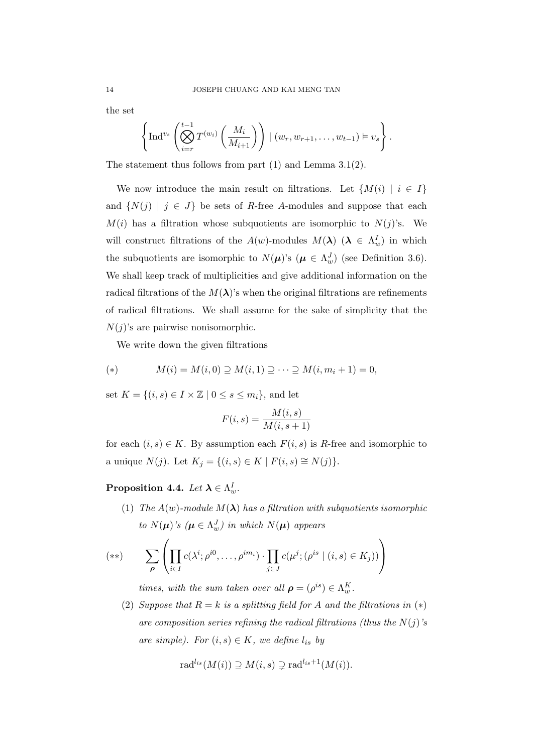the set

$$\left\{ \mathrm{Ind}^{v_s} \left( \bigotimes_{i=r}^{t-1} T^{(w_i)} \left( \frac{M_i}{M_{i+1}} \right) \right) \mid (w_r, w_{r+1}, \ldots, w_{t-1}) \vDash v_s \right\}.$$

The statement thus follows from part (1) and Lemma 3.1(2).

We now introduce the main result on filtrations. Let $\{M(i) \mid i \in I\}$ and $\{N(j) \mid j \in J\}$ be sets of $R$-free $A$-modules and suppose that each $M(i)$ has a filtration whose subquotients are isomorphic to $N(j)$'s. We will construct filtrations of the $A(w)$-modules $M(\boldsymbol{\lambda})$ ($\boldsymbol{\lambda} \in \Lambda^I_w$) in which the subquotients are isomorphic to $N(\boldsymbol{\mu})$'s ($\boldsymbol{\mu} \in \Lambda^J_w$) (see Definition 3.6). We shall keep track of multiplicities and give additional information on the radical filtrations of the $M(\boldsymbol{\lambda})$'s when the original filtrations are refinements of radical filtrations. We shall assume for the sake of simplicity that the $N(j)$'s are pairwise nonisomorphic.

We write down the given filtrations

$$(*) \qquad M(i) = M(i,0) \supseteq M(i,1) \supseteq \cdots \supseteq M(i, m_i + 1) = 0,$$

set $K = \{(i,s) \in I \times \mathbb{Z} \mid 0 \leq s \leq m_i\}$, and let

$$F(i,s) = \frac{M(i,s)}{M(i,s+1)}$$

for each $(i,s) \in K$. By assumption each $F(i,s)$ is $R$-free and isomorphic to a unique $N(j)$. Let $K_j = \{(i,s) \in K \mid F(i,s) \cong N(j)\}$.

**Proposition 4.4.** *Let $\boldsymbol{\lambda} \in \Lambda^I_w$.*

1. *The $A(w)$-module $M(\boldsymbol{\lambda})$ has a filtration with subquotients isomorphic to $N(\boldsymbol{\mu})$'s ($\boldsymbol{\mu} \in \Lambda^J_w$) in which $N(\boldsymbol{\mu})$ appears*

$$(**) \qquad \sum_{\boldsymbol{\rho}} \left( \prod_{i \in I} c(\lambda^i; \rho^{i0}, \ldots, \rho^{im_i}) \cdot \prod_{j \in J} c(\mu^j; (\rho^{is} \mid (i,s) \in K_j)) \right)$$

   *times, with the sum taken over all $\boldsymbol{\rho} = (\rho^{is}) \in \Lambda^K_w$.*

2. *Suppose that $R = k$ is a splitting field for $A$ and the filtrations in $(*)$ are composition series refining the radical filtrations (thus the $N(j)$'s are simple). For $(i,s) \in K$, we define $l_{is}$ by*

$$\mathrm{rad}^{l_{is}}(M(i)) \supseteq M(i,s) \supsetneq \mathrm{rad}^{l_{is}+1}(M(i)).$$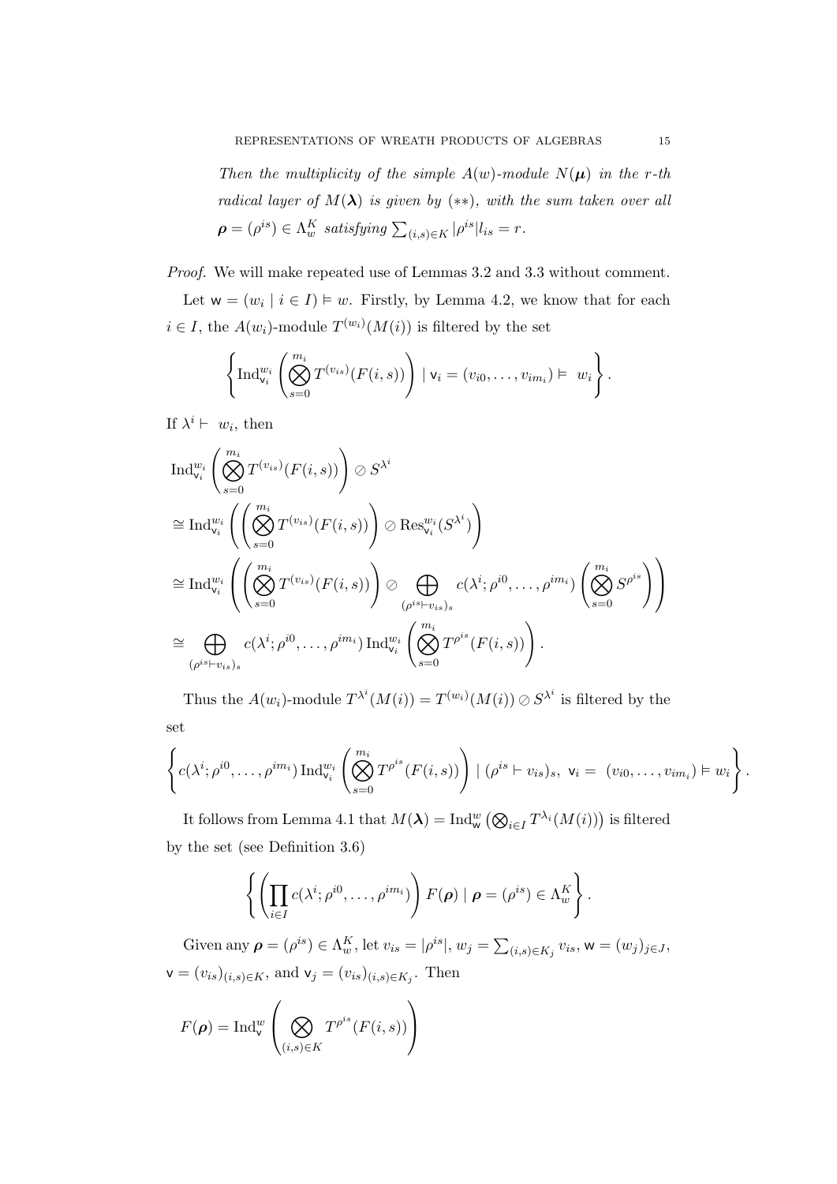*Then the multiplicity of the simple $A(w)$-module $N(\boldsymbol{\mu})$ in the $r$-th radical layer of $M(\boldsymbol{\lambda})$ is given by $(**)$, with the sum taken over all $\boldsymbol{\rho} = (\rho^{is}) \in \Lambda_w^K$ satisfying $\sum_{(i,s)\in K} |\rho^{is}| l_{is} = r$.*

*Proof.* We will make repeated use of Lemmas 3.2 and 3.3 without comment.

Let $\mathsf{w} = (w_i \mid i \in I) \vDash w$. Firstly, by Lemma 4.2, we know that for each $i \in I$, the $A(w_i)$-module $T^{(w_i)}(M(i))$ is filtered by the set

$$\left\{ \operatorname{Ind}_{\mathsf{v}_i}^{w_i} \left( \bigotimes_{s=0}^{m_i} T^{(v_{is})}(F(i,s)) \right) \mid \mathsf{v}_i = (v_{i0}, \ldots, v_{im_i}) \vDash \ w_i \right\}.$$

If $\lambda^i \vdash \ w_i$, then

$$\begin{aligned}
&\operatorname{Ind}_{\mathsf{v}_i}^{w_i} \left( \bigotimes_{s=0}^{m_i} T^{(v_{is})}(F(i,s)) \right) \oslash S^{\lambda^i} \\
&\cong \operatorname{Ind}_{\mathsf{v}_i}^{w_i} \left( \left( \bigotimes_{s=0}^{m_i} T^{(v_{is})}(F(i,s)) \right) \oslash \operatorname{Res}_{\mathsf{v}_i}^{w_i}(S^{\lambda^i}) \right) \\
&\cong \operatorname{Ind}_{\mathsf{v}_i}^{w_i} \left( \left( \bigotimes_{s=0}^{m_i} T^{(v_{is})}(F(i,s)) \right) \oslash \bigoplus_{(\rho^{is} \vdash v_{is})_s} c(\lambda^i; \rho^{i0}, \ldots, \rho^{im_i}) \left( \bigotimes_{s=0}^{m_i} S^{\rho^{is}} \right) \right) \\
&\cong \bigoplus_{(\rho^{is} \vdash v_{is})_s} c(\lambda^i; \rho^{i0}, \ldots, \rho^{im_i}) \operatorname{Ind}_{\mathsf{v}_i}^{w_i} \left( \bigotimes_{s=0}^{m_i} T^{\rho^{is}}(F(i,s)) \right).
\end{aligned}$$

Thus the $A(w_i)$-module $T^{\lambda^i}(M(i)) = T^{(w_i)}(M(i)) \oslash S^{\lambda^i}$ is filtered by the set

$$\left\{ c(\lambda^i; \rho^{i0}, \ldots, \rho^{im_i}) \operatorname{Ind}_{\mathsf{v}_i}^{w_i} \left( \bigotimes_{s=0}^{m_i} T^{\rho^{is}}(F(i,s)) \right) \mid (\rho^{is} \vdash v_{is})_s, \ \mathsf{v}_i = \ (v_{i0}, \ldots, v_{im_i}) \vDash w_i \right\}.$$

It follows from Lemma 4.1 that $M(\boldsymbol{\lambda}) = \operatorname{Ind}_{\mathsf{w}}^{w} \left( \bigotimes_{i \in I} T^{\lambda_i}(M(i)) \right)$ is filtered by the set (see Definition 3.6)

$$\left\{ \left( \prod_{i \in I} c(\lambda^i; \rho^{i0}, \ldots, \rho^{im_i}) \right) F(\boldsymbol{\rho}) \mid \boldsymbol{\rho} = (\rho^{is}) \in \Lambda_w^K \right\}.$$

Given any $\boldsymbol{\rho} = (\rho^{is}) \in \Lambda_w^K$, let $v_{is} = |\rho^{is}|$, $w_j = \sum_{(i,s)\in K_j} v_{is}$, $\mathsf{w} = (w_j)_{j \in J}$, $\mathsf{v} = (v_{is})_{(i,s)\in K}$, and $\mathsf{v}_j = (v_{is})_{(i,s)\in K_j}$. Then

$$F(\boldsymbol{\rho}) = \operatorname{Ind}_{\mathsf{v}}^{w} \left( \bigotimes_{(i,s)\in K} T^{\rho^{is}}(F(i,s)) \right)$$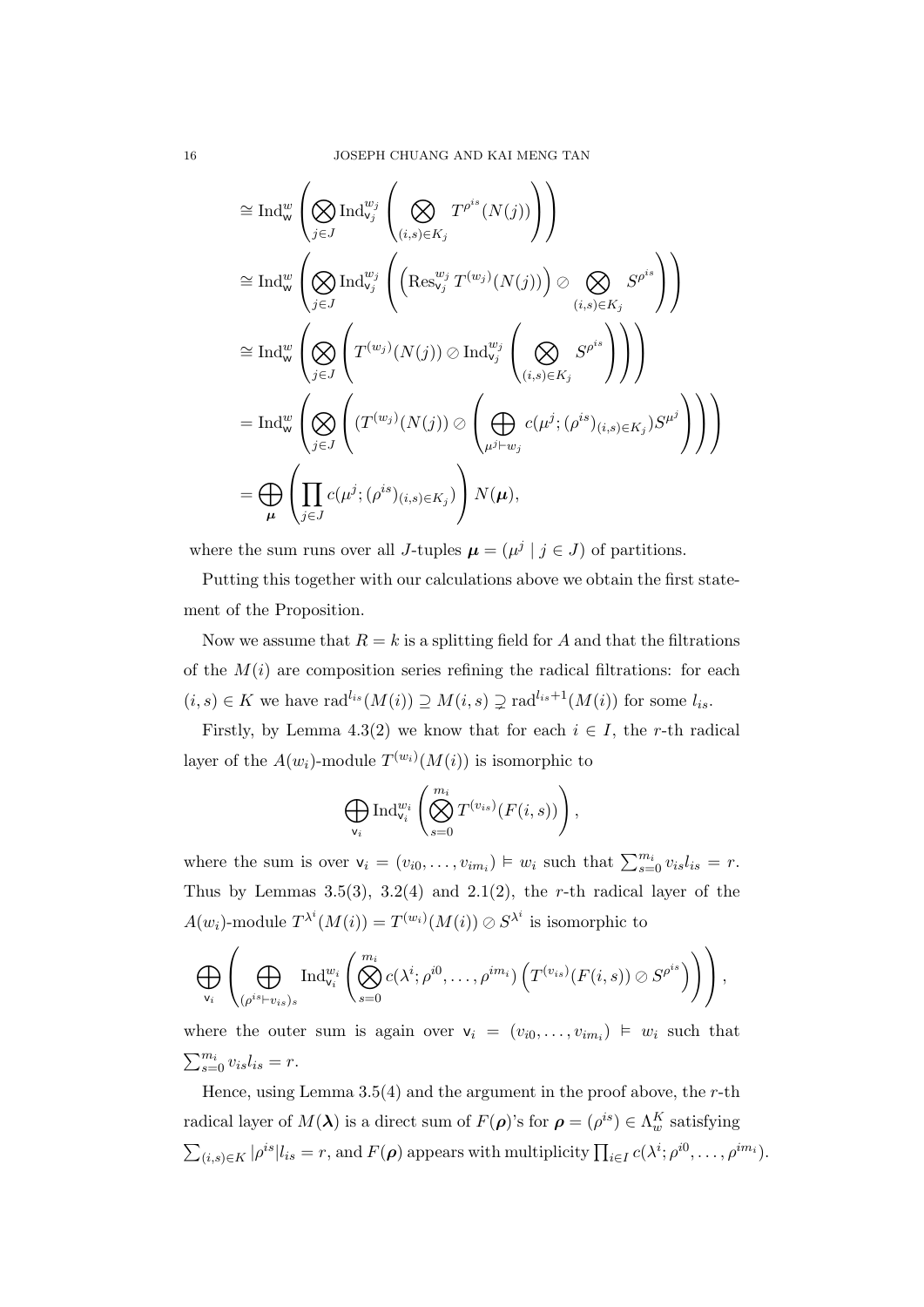$$
\begin{aligned}
&\cong \operatorname{Ind}_{\mathsf{w}}^{w} \left( \bigotimes_{j\in J} \operatorname{Ind}_{\mathsf{v}_j}^{w_j} \left( \bigotimes_{(i,s)\in K_j} T^{\rho^{is}}(N(j)) \right) \right) \\
&\cong \operatorname{Ind}_{\mathsf{w}}^{w} \left( \bigotimes_{j\in J} \operatorname{Ind}_{\mathsf{v}_j}^{w_j} \left( \left(\operatorname{Res}_{\mathsf{v}_j}^{w_j} T^{(w_j)}(N(j))\right) \oslash \bigotimes_{(i,s)\in K_j} S^{\rho^{is}} \right) \right) \\
&\cong \operatorname{Ind}_{\mathsf{w}}^{w} \left( \bigotimes_{j\in J} \left( T^{(w_j)}(N(j)) \oslash \operatorname{Ind}_{\mathsf{v}_j}^{w_j} \left( \bigotimes_{(i,s)\in K_j} S^{\rho^{is}} \right) \right) \right) \\
&= \operatorname{Ind}_{\mathsf{w}}^{w} \left( \bigotimes_{j\in J} \left( (T^{(w_j)}(N(j)) \oslash \left( \bigoplus_{\mu^j \vdash w_j} c(\mu^j; (\rho^{is})_{(i,s)\in K_j}) S^{\mu^j} \right) \right) \right) \\
&= \bigoplus_{\boldsymbol{\mu}} \left( \prod_{j\in J} c(\mu^j; (\rho^{is})_{(i,s)\in K_j}) \right) N(\boldsymbol{\mu}),
\end{aligned}
$$

where the sum runs over all $J$-tuples $\boldsymbol{\mu} = (\mu^j \mid j \in J)$ of partitions.

Putting this together with our calculations above we obtain the first statement of the Proposition.

Now we assume that $R = k$ is a splitting field for $A$ and that the filtrations of the $M(i)$ are composition series refining the radical filtrations: for each $(i,s) \in K$ we have $\operatorname{rad}^{l_{is}}(M(i)) \supseteq M(i,s) \supsetneq \operatorname{rad}^{l_{is}+1}(M(i))$ for some $l_{is}$.

Firstly, by Lemma 4.3(2) we know that for each $i \in I$, the $r$-th radical layer of the $A(w_i)$-module $T^{(w_i)}(M(i))$ is isomorphic to

$$
\bigoplus_{\mathsf{v}_i} \operatorname{Ind}_{\mathsf{v}_i}^{w_i} \left( \bigotimes_{s=0}^{m_i} T^{(v_{is})}(F(i,s)) \right),
$$

where the sum is over $\mathsf{v}_i = (v_{i0}, \dots, v_{im_i}) \vDash w_i$ such that $\sum_{s=0}^{m_i} v_{is} l_{is} = r$. Thus by Lemmas 3.5(3), 3.2(4) and 2.1(2), the $r$-th radical layer of the $A(w_i)$-module $T^{\lambda^i}(M(i)) = T^{(w_i)}(M(i)) \oslash S^{\lambda^i}$ is isomorphic to

$$
\bigoplus_{\mathsf{v}_i} \left( \bigoplus_{(\rho^{is} \vdash v_{is})_s} \operatorname{Ind}_{\mathsf{v}_i}^{w_i} \left( \bigotimes_{s=0}^{m_i} c(\lambda^i; \rho^{i0}, \dots, \rho^{im_i}) \left( T^{(v_{is})}(F(i,s)) \oslash S^{\rho^{is}} \right) \right) \right),
$$

where the outer sum is again over $\mathsf{v}_i = (v_{i0}, \dots, v_{im_i}) \vDash w_i$ such that $\sum_{s=0}^{m_i} v_{is} l_{is} = r$.

Hence, using Lemma 3.5(4) and the argument in the proof above, the $r$-th radical layer of $M(\boldsymbol{\lambda})$ is a direct sum of $F(\boldsymbol{\rho})$'s for $\boldsymbol{\rho} = (\rho^{is}) \in \Lambda_w^K$ satisfying $\sum_{(i,s)\in K} |\rho^{is}| l_{is} = r$, and $F(\boldsymbol{\rho})$ appears with multiplicity $\prod_{i\in I} c(\lambda^i; \rho^{i0}, \dots, \rho^{im_i})$.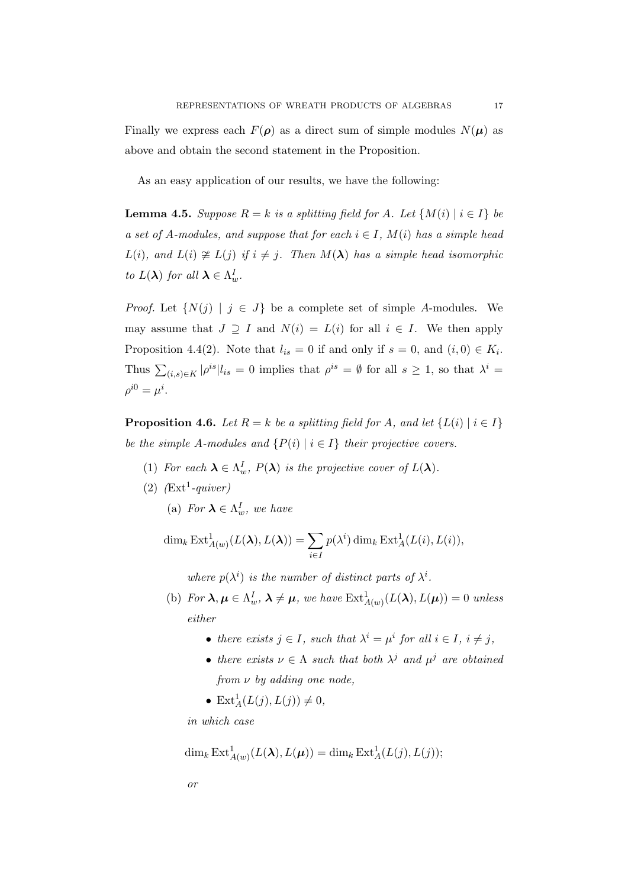Finally we express each $F(\boldsymbol{\rho})$ as a direct sum of simple modules $N(\boldsymbol{\mu})$ as above and obtain the second statement in the Proposition.

As an easy application of our results, we have the following:

**Lemma 4.5.** *Suppose $R = k$ is a splitting field for $A$. Let $\{M(i) \mid i \in I\}$ be a set of $A$-modules, and suppose that for each $i \in I$, $M(i)$ has a simple head $L(i)$, and $L(i) \not\cong L(j)$ if $i \neq j$. Then $M(\boldsymbol{\lambda})$ has a simple head isomorphic to $L(\boldsymbol{\lambda})$ for all $\boldsymbol{\lambda} \in \Lambda_w^I$.*

*Proof.* Let $\{N(j) \mid j \in J\}$ be a complete set of simple $A$-modules. We may assume that $J \supseteq I$ and $N(i) = L(i)$ for all $i \in I$. We then apply Proposition 4.4(2). Note that $l_{is} = 0$ if and only if $s = 0$, and $(i, 0) \in K_i$. Thus $\sum_{(i,s) \in K} |\rho^{is}| l_{is} = 0$ implies that $\rho^{is} = \emptyset$ for all $s \geq 1$, so that $\lambda^i = \rho^{i0} = \mu^i$.

**Proposition 4.6.** *Let $R = k$ be a splitting field for $A$, and let $\{L(i) \mid i \in I\}$ be the simple $A$-modules and $\{P(i) \mid i \in I\}$ their projective covers.*

1. *For each $\boldsymbol{\lambda} \in \Lambda_w^I$, $P(\boldsymbol{\lambda})$ is the projective cover of $L(\boldsymbol{\lambda})$.*
2. *($\mathrm{Ext}^1$-quiver)*
   (a) *For $\boldsymbol{\lambda} \in \Lambda_w^I$, we have*

$$\dim_k \mathrm{Ext}^1_{A(w)}(L(\boldsymbol{\lambda}), L(\boldsymbol{\lambda})) = \sum_{i \in I} p(\lambda^i) \dim_k \mathrm{Ext}^1_A(L(i), L(i)),$$

   *where $p(\lambda^i)$ is the number of distinct parts of $\lambda^i$.*

   (b) *For $\boldsymbol{\lambda}, \boldsymbol{\mu} \in \Lambda_w^I$, $\boldsymbol{\lambda} \neq \boldsymbol{\mu}$, we have $\mathrm{Ext}^1_{A(w)}(L(\boldsymbol{\lambda}), L(\boldsymbol{\mu})) = 0$ unless either*
   - *there exists $j \in I$, such that $\lambda^i = \mu^i$ for all $i \in I$, $i \neq j$,*
   - *there exists $\nu \in \Lambda$ such that both $\lambda^j$ and $\mu^j$ are obtained from $\nu$ by adding one node,*
   - *$\mathrm{Ext}^1_A(L(j), L(j)) \neq 0$,*

   *in which case*

$$\dim_k \mathrm{Ext}^1_{A(w)}(L(\boldsymbol{\lambda}), L(\boldsymbol{\mu})) = \dim_k \mathrm{Ext}^1_A(L(j), L(j));$$

   *or*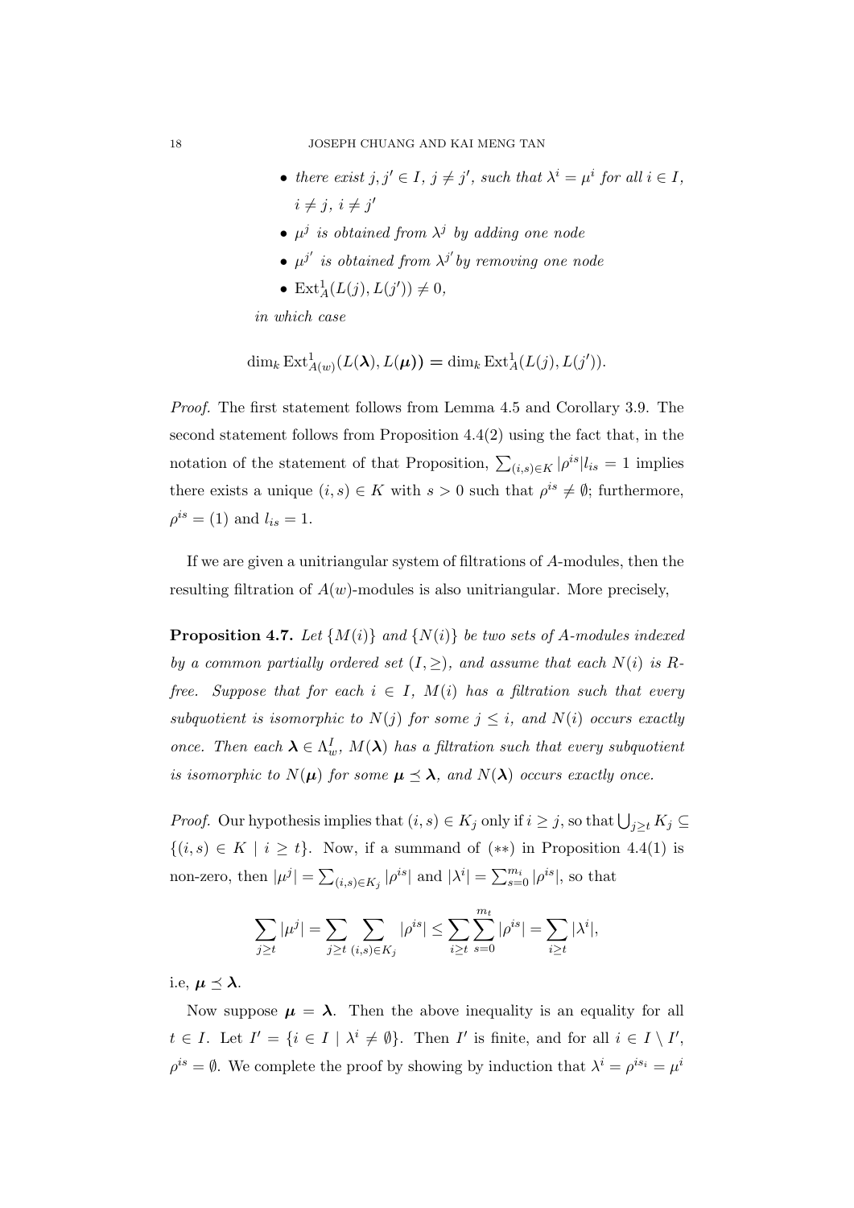- *there exist $j, j' \in I$, $j \neq j'$, such that $\lambda^i = \mu^i$ for all $i \in I$, $i \neq j$, $i \neq j'$*
- *$\mu^j$ is obtained from $\lambda^j$ by adding one node*
- *$\mu^{j'}$ is obtained from $\lambda^{j'}$ by removing one node*
- *$\mathrm{Ext}^1_A(L(j), L(j')) \neq 0$,*

*in which case*

$$\dim_k \mathrm{Ext}^1_{A(w)}(L(\boldsymbol{\lambda}), L(\boldsymbol{\mu})) = \dim_k \mathrm{Ext}^1_A(L(j), L(j')).$$

*Proof.* The first statement follows from Lemma 4.5 and Corollary 3.9. The second statement follows from Proposition 4.4(2) using the fact that, in the notation of the statement of that Proposition, $\sum_{(i,s)\in K} |\rho^{is}| l_{is} = 1$ implies there exists a unique $(i, s) \in K$ with $s > 0$ such that $\rho^{is} \neq \emptyset$; furthermore, $\rho^{is} = (1)$ and $l_{is} = 1$.

If we are given a unitriangular system of filtrations of $A$-modules, then the resulting filtration of $A(w)$-modules is also unitriangular. More precisely,

**Proposition 4.7.** *Let $\{M(i)\}$ and $\{N(i)\}$ be two sets of $A$-modules indexed by a common partially ordered set $(I, \geq)$, and assume that each $N(i)$ is $R$-free. Suppose that for each $i \in I$, $M(i)$ has a filtration such that every subquotient is isomorphic to $N(j)$ for some $j \leq i$, and $N(i)$ occurs exactly once. Then each $\boldsymbol{\lambda} \in \Lambda^I_w$, $M(\boldsymbol{\lambda})$ has a filtration such that every subquotient is isomorphic to $N(\boldsymbol{\mu})$ for some $\boldsymbol{\mu} \preceq \boldsymbol{\lambda}$, and $N(\boldsymbol{\lambda})$ occurs exactly once.*

*Proof.* Our hypothesis implies that $(i, s) \in K_j$ only if $i \geq j$, so that $\bigcup_{j \geq t} K_j \subseteq \{(i, s) \in K \mid i \geq t\}$. Now, if a summand of $(**)$ in Proposition 4.4(1) is non-zero, then $|\mu^j| = \sum_{(i,s)\in K_j} |\rho^{is}|$ and $|\lambda^i| = \sum_{s=0}^{m_i} |\rho^{is}|$, so that

$$\sum_{j \geq t} |\mu^j| = \sum_{j \geq t} \sum_{(i,s)\in K_j} |\rho^{is}| \leq \sum_{i \geq t} \sum_{s=0}^{m_t} |\rho^{is}| = \sum_{i \geq t} |\lambda^i|,$$

i.e, $\boldsymbol{\mu} \preceq \boldsymbol{\lambda}$.

Now suppose $\boldsymbol{\mu} = \boldsymbol{\lambda}$. Then the above inequality is an equality for all $t \in I$. Let $I' = \{i \in I \mid \lambda^i \neq \emptyset\}$. Then $I'$ is finite, and for all $i \in I \setminus I'$, $\rho^{is} = \emptyset$. We complete the proof by showing by induction that $\lambda^i = \rho^{is_i} = \mu^i$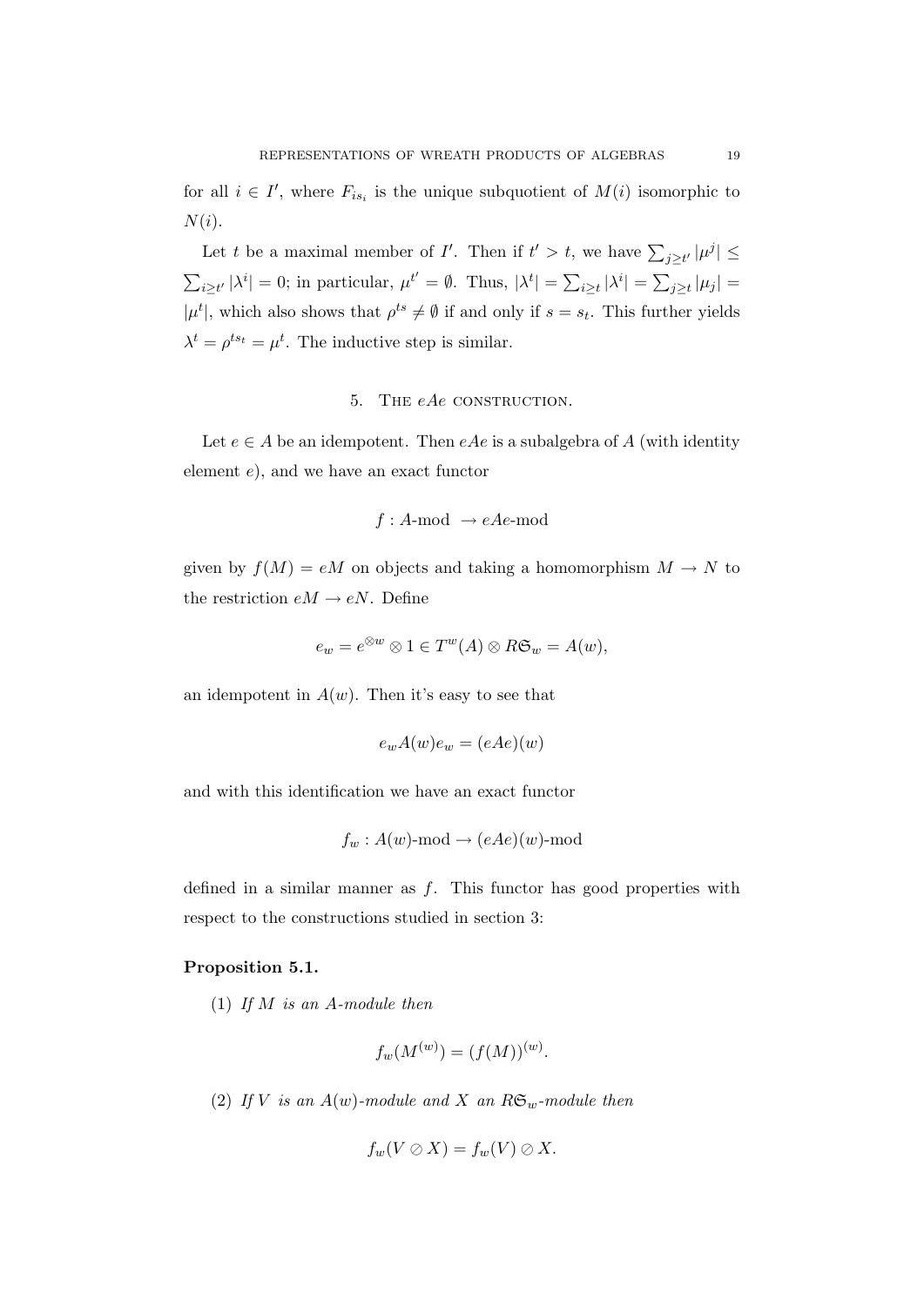for all $i \in I'$, where $F_{is_i}$ is the unique subquotient of $M(i)$ isomorphic to $N(i)$.

Let $t$ be a maximal member of $I'$. Then if $t' > t$, we have $\sum_{j \geq t'} |\mu^j| \leq \sum_{i \geq t'} |\lambda^i| = 0$; in particular, $\mu^{t'} = \emptyset$. Thus, $|\lambda^t| = \sum_{i \geq t} |\lambda^i| = \sum_{j \geq t} |\mu_j| = |\mu^t|$, which also shows that $\rho^{ts} \neq \emptyset$ if and only if $s = s_t$. This further yields $\lambda^t = \rho^{ts_t} = \mu^t$. The inductive step is similar.

## 5. The $eAe$ construction.

Let $e \in A$ be an idempotent. Then $eAe$ is a subalgebra of $A$ (with identity element $e$), and we have an exact functor

$$f : A\text{-mod} \rightarrow eAe\text{-mod}$$

given by $f(M) = eM$ on objects and taking a homomorphism $M \rightarrow N$ to the restriction $eM \rightarrow eN$. Define

$$e_w = e^{\otimes w} \otimes 1 \in T^w(A) \otimes R\mathfrak{S}_w = A(w),$$

an idempotent in $A(w)$. Then it's easy to see that

$$e_w A(w) e_w = (eAe)(w)$$

and with this identification we have an exact functor

$$f_w : A(w)\text{-mod} \rightarrow (eAe)(w)\text{-mod}$$

defined in a similar manner as $f$. This functor has good properties with respect to the constructions studied in section 3:

**Proposition 5.1.**

(1) *If $M$ is an $A$-module then*

$$f_w(M^{(w)}) = (f(M))^{(w)}.$$

(2) *If $V$ is an $A(w)$-module and $X$ an $R\mathfrak{S}_w$-module then*

$$f_w(V \oslash X) = f_w(V) \oslash X.$$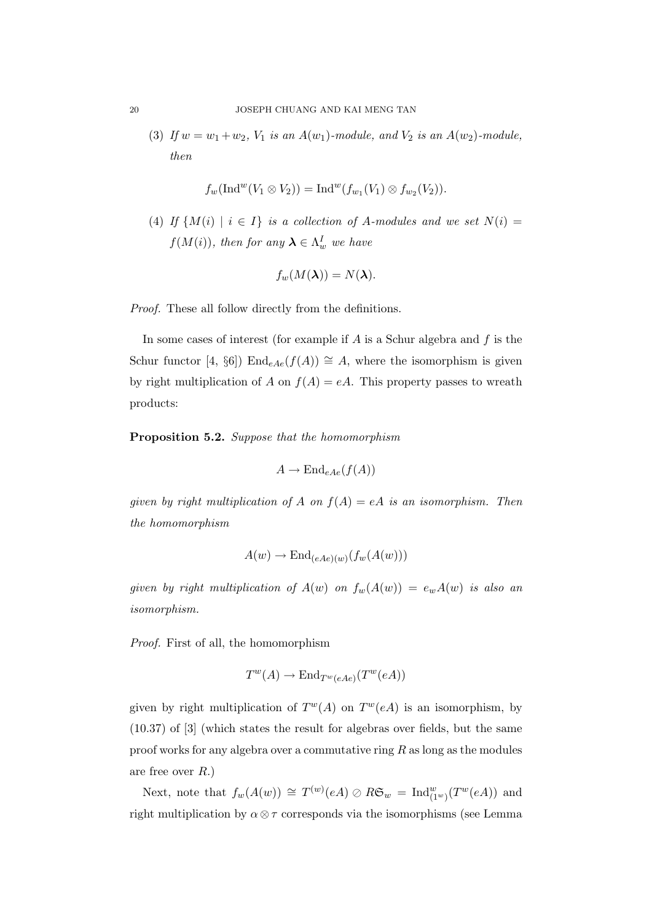(3) *If* $w = w_1 + w_2$*,* $V_1$ *is an* $A(w_1)$*-module, and* $V_2$ *is an* $A(w_2)$*-module, then*

$$f_w(\mathrm{Ind}^w(V_1 \otimes V_2)) = \mathrm{Ind}^w(f_{w_1}(V_1) \otimes f_{w_2}(V_2)).$$

(4) *If* $\{M(i) \mid i \in I\}$ *is a collection of* $A$*-modules and we set* $N(i) = f(M(i))$*, then for any* $\boldsymbol{\lambda} \in \Lambda_w^I$ *we have*

$$f_w(M(\boldsymbol{\lambda})) = N(\boldsymbol{\lambda}).$$

*Proof.* These all follow directly from the definitions.

In some cases of interest (for example if $A$ is a Schur algebra and $f$ is the Schur functor [4, §6]) $\mathrm{End}_{eAe}(f(A)) \cong A$, where the isomorphism is given by right multiplication of $A$ on $f(A) = eA$. This property passes to wreath products:

**Proposition 5.2.** *Suppose that the homomorphism*

$$A \to \mathrm{End}_{eAe}(f(A))$$

*given by right multiplication of* $A$ *on* $f(A) = eA$ *is an isomorphism. Then the homomorphism*

$$A(w) \to \mathrm{End}_{(eAe)(w)}(f_w(A(w)))$$

*given by right multiplication of* $A(w)$ *on* $f_w(A(w)) = e_w A(w)$ *is also an isomorphism.*

*Proof.* First of all, the homomorphism

$$T^w(A) \to \mathrm{End}_{T^w(eAe)}(T^w(eA))$$

given by right multiplication of $T^w(A)$ on $T^w(eA)$ is an isomorphism, by (10.37) of [3] (which states the result for algebras over fields, but the same proof works for any algebra over a commutative ring $R$ as long as the modules are free over $R$.)

Next, note that $f_w(A(w)) \cong T^{(w)}(eA) \oslash R\mathfrak{S}_w = \mathrm{Ind}_{(1^w)}^w(T^w(eA))$ and right multiplication by $\alpha \otimes \tau$ corresponds via the isomorphisms (see Lemma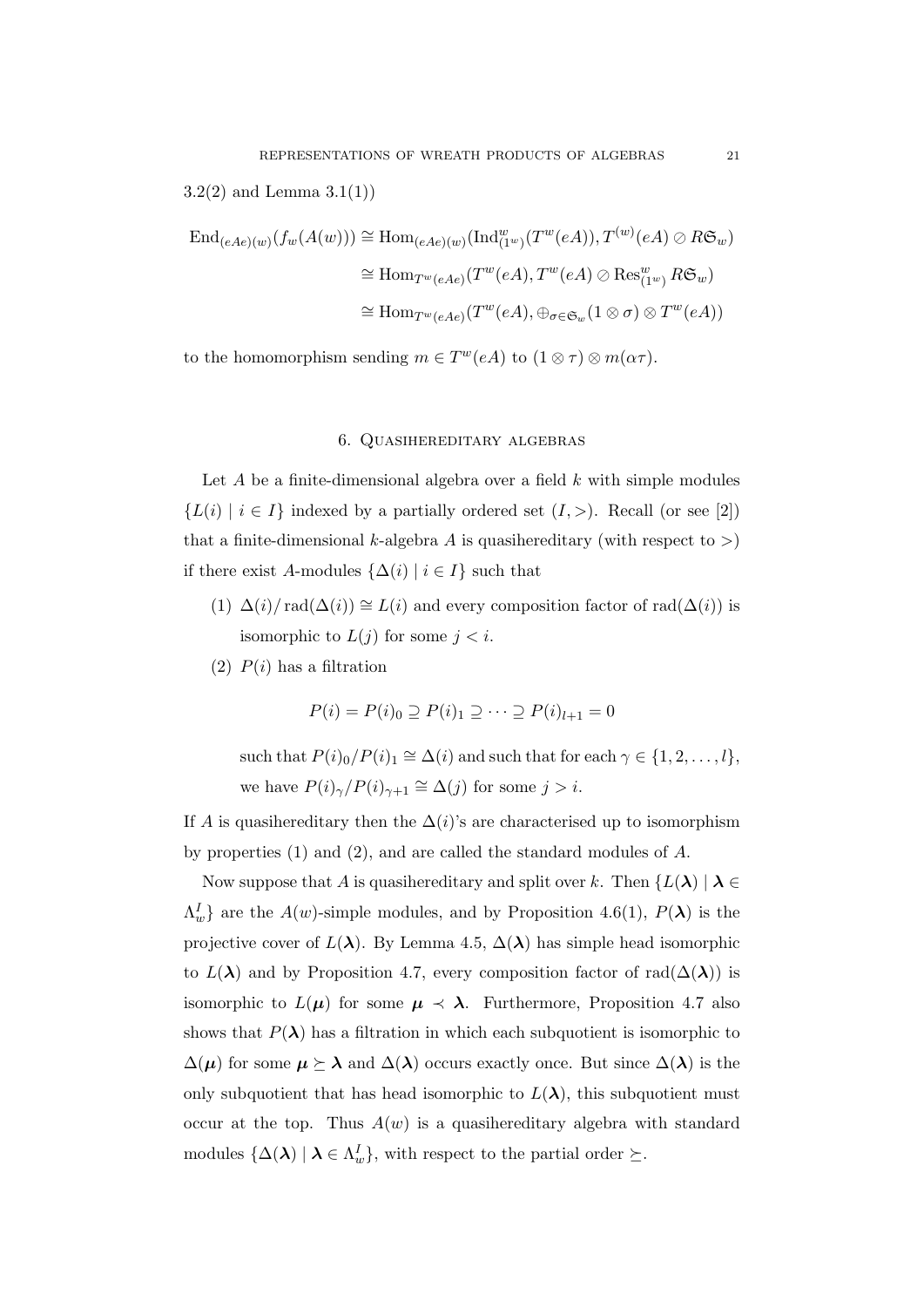3.2(2) and Lemma 3.1(1))

$$\begin{aligned}
\operatorname{End}_{(eAe)(w)}(f_w(A(w))) &\cong \operatorname{Hom}_{(eAe)(w)}(\operatorname{Ind}_{(1^w)}^w(T^w(eA)), T^{(w)}(eA) \oslash R\mathfrak{S}_w) \\
&\cong \operatorname{Hom}_{T^w(eAe)}(T^w(eA), T^w(eA) \oslash \operatorname{Res}_{(1^w)}^w R\mathfrak{S}_w) \\
&\cong \operatorname{Hom}_{T^w(eAe)}(T^w(eA), \oplus_{\sigma \in \mathfrak{S}_w}(1 \otimes \sigma) \otimes T^w(eA))
\end{aligned}$$

to the homomorphism sending $m \in T^w(eA)$ to $(1 \otimes \tau) \otimes m(\alpha\tau)$.

## 6. Quasihereditary algebras

Let $A$ be a finite-dimensional algebra over a field $k$ with simple modules $\{L(i) \mid i \in I\}$ indexed by a partially ordered set $(I, >)$. Recall (or see [2]) that a finite-dimensional $k$-algebra $A$ is quasihereditary (with respect to $>$) if there exist $A$-modules $\{\Delta(i) \mid i \in I\}$ such that

(1) $\Delta(i)/\operatorname{rad}(\Delta(i)) \cong L(i)$ and every composition factor of $\operatorname{rad}(\Delta(i))$ is isomorphic to $L(j)$ for some $j < i$.

(2) $P(i)$ has a filtration

$$P(i) = P(i)_0 \supseteq P(i)_1 \supseteq \cdots \supseteq P(i)_{l+1} = 0$$

such that $P(i)_0/P(i)_1 \cong \Delta(i)$ and such that for each $\gamma \in \{1, 2, \ldots, l\}$, we have $P(i)_\gamma/P(i)_{\gamma+1} \cong \Delta(j)$ for some $j > i$.

If $A$ is quasihereditary then the $\Delta(i)$'s are characterised up to isomorphism by properties (1) and (2), and are called the standard modules of $A$.

Now suppose that $A$ is quasihereditary and split over $k$. Then $\{L(\boldsymbol{\lambda}) \mid \boldsymbol{\lambda} \in \Lambda_w^I\}$ are the $A(w)$-simple modules, and by Proposition 4.6(1), $P(\boldsymbol{\lambda})$ is the projective cover of $L(\boldsymbol{\lambda})$. By Lemma 4.5, $\Delta(\boldsymbol{\lambda})$ has simple head isomorphic to $L(\boldsymbol{\lambda})$ and by Proposition 4.7, every composition factor of $\operatorname{rad}(\Delta(\boldsymbol{\lambda}))$ is isomorphic to $L(\boldsymbol{\mu})$ for some $\boldsymbol{\mu} \prec \boldsymbol{\lambda}$. Furthermore, Proposition 4.7 also shows that $P(\boldsymbol{\lambda})$ has a filtration in which each subquotient is isomorphic to $\Delta(\boldsymbol{\mu})$ for some $\boldsymbol{\mu} \succeq \boldsymbol{\lambda}$ and $\Delta(\boldsymbol{\lambda})$ occurs exactly once. But since $\Delta(\boldsymbol{\lambda})$ is the only subquotient that has head isomorphic to $L(\boldsymbol{\lambda})$, this subquotient must occur at the top. Thus $A(w)$ is a quasihereditary algebra with standard modules $\{\Delta(\boldsymbol{\lambda}) \mid \boldsymbol{\lambda} \in \Lambda_w^I\}$, with respect to the partial order $\succeq$.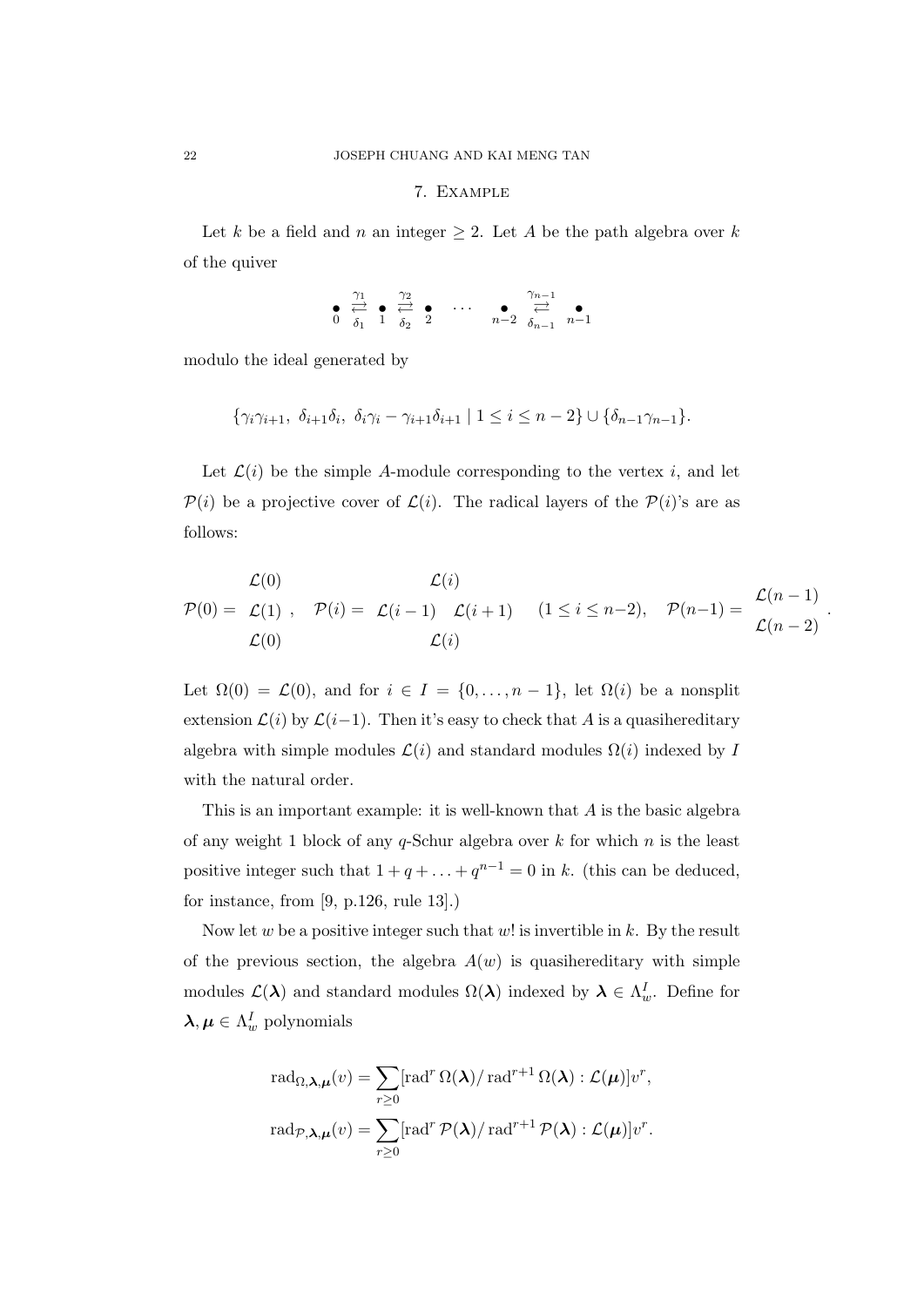## 7. Example

Let $k$ be a field and $n$ an integer $\geq 2$. Let $A$ be the path algebra over $k$ of the quiver

$$\underset{0}{\bullet} \underset{\delta_1}{\overset{\gamma_1}{\rightleftarrows}} \underset{1}{\bullet} \underset{\delta_2}{\overset{\gamma_2}{\rightleftarrows}} \underset{2}{\bullet} \quad \cdots \quad \underset{n-2}{\bullet} \underset{\delta_{n-1}}{\overset{\gamma_{n-1}}{\rightleftarrows}} \underset{n-1}{\bullet}$$

modulo the ideal generated by

$$\{\gamma_i\gamma_{i+1},\ \delta_{i+1}\delta_i,\ \delta_i\gamma_i - \gamma_{i+1}\delta_{i+1} \mid 1 \leq i \leq n-2\} \cup \{\delta_{n-1}\gamma_{n-1}\}.$$

Let $\mathcal{L}(i)$ be the simple $A$-module corresponding to the vertex $i$, and let $\mathcal{P}(i)$ be a projective cover of $\mathcal{L}(i)$. The radical layers of the $\mathcal{P}(i)$'s are as follows:

$$\mathcal{P}(0) = \begin{matrix} \mathcal{L}(0) \\ \mathcal{L}(1) \\ \mathcal{L}(0) \end{matrix}, \quad \mathcal{P}(i) = \begin{matrix} & \mathcal{L}(i) & \\ \mathcal{L}(i-1) & & \mathcal{L}(i+1) \\ & \mathcal{L}(i) & \end{matrix} \quad (1 \leq i \leq n-2), \quad \mathcal{P}(n-1) = \begin{matrix} \mathcal{L}(n-1) \\ \mathcal{L}(n-2) \end{matrix}.$$

Let $\Omega(0) = \mathcal{L}(0)$, and for $i \in I = \{0, \dots, n-1\}$, let $\Omega(i)$ be a nonsplit extension $\mathcal{L}(i)$ by $\mathcal{L}(i-1)$. Then it's easy to check that $A$ is a quasihereditary algebra with simple modules $\mathcal{L}(i)$ and standard modules $\Omega(i)$ indexed by $I$ with the natural order.

This is an important example: it is well-known that $A$ is the basic algebra of any weight 1 block of any $q$-Schur algebra over $k$ for which $n$ is the least positive integer such that $1 + q + \ldots + q^{n-1} = 0$ in $k$. (this can be deduced, for instance, from [9, p.126, rule 13].)

Now let $w$ be a positive integer such that $w!$ is invertible in $k$. By the result of the previous section, the algebra $A(w)$ is quasihereditary with simple modules $\mathcal{L}(\boldsymbol{\lambda})$ and standard modules $\Omega(\boldsymbol{\lambda})$ indexed by $\boldsymbol{\lambda} \in \Lambda_w^I$. Define for $\boldsymbol{\lambda}, \boldsymbol{\mu} \in \Lambda_w^I$ polynomials

$$\mathrm{rad}_{\Omega,\boldsymbol{\lambda},\boldsymbol{\mu}}(v) = \sum_{r \geq 0} [\mathrm{rad}^r\, \Omega(\boldsymbol{\lambda}) / \mathrm{rad}^{r+1}\, \Omega(\boldsymbol{\lambda}) : \mathcal{L}(\boldsymbol{\mu})] v^r,$$

$$\mathrm{rad}_{\mathcal{P},\boldsymbol{\lambda},\boldsymbol{\mu}}(v) = \sum_{r \geq 0} [\mathrm{rad}^r\, \mathcal{P}(\boldsymbol{\lambda}) / \mathrm{rad}^{r+1}\, \mathcal{P}(\boldsymbol{\lambda}) : \mathcal{L}(\boldsymbol{\mu})] v^r.$$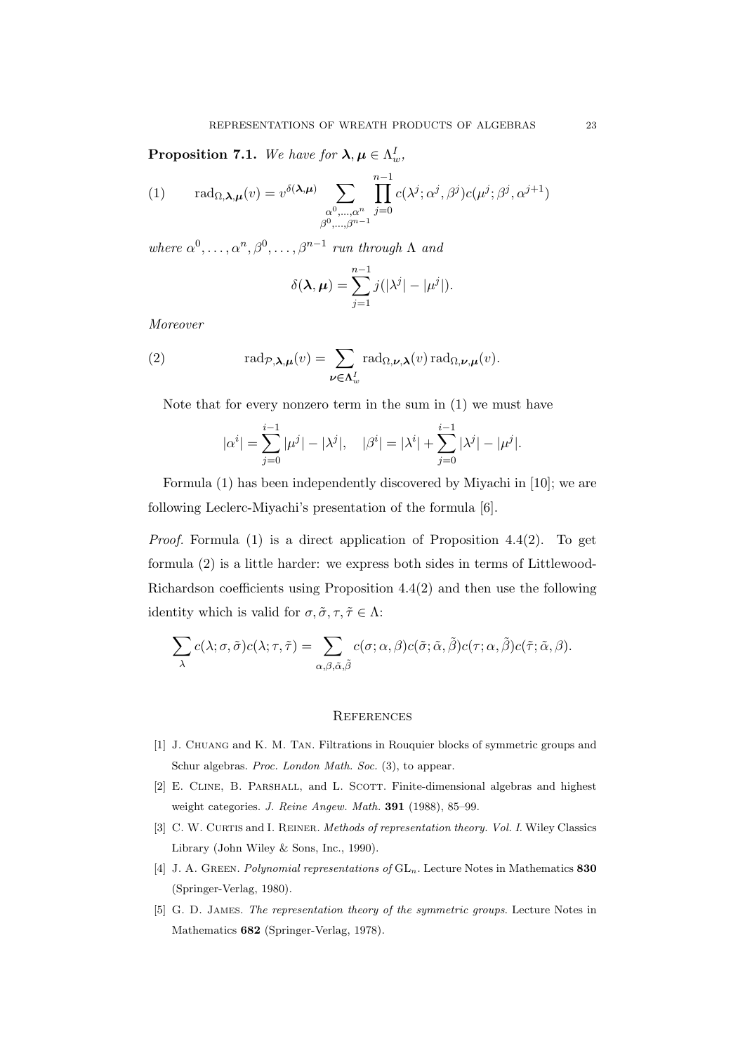**Proposition 7.1.** *We have for $\boldsymbol{\lambda}, \boldsymbol{\mu} \in \Lambda_w^I$,*

$$\text{(1)} \qquad \operatorname{rad}_{\Omega,\boldsymbol{\lambda},\boldsymbol{\mu}}(v) = v^{\delta(\boldsymbol{\lambda},\boldsymbol{\mu})} \sum_{\substack{\alpha^0,\ldots,\alpha^n \\ \beta^0,\ldots,\beta^{n-1}}} \prod_{j=0}^{n-1} c(\lambda^j; \alpha^j, \beta^j) c(\mu^j; \beta^j, \alpha^{j+1})$$

*where $\alpha^0, \ldots, \alpha^n, \beta^0, \ldots, \beta^{n-1}$ run through $\Lambda$ and*

$$\delta(\boldsymbol{\lambda}, \boldsymbol{\mu}) = \sum_{j=1}^{n-1} j(|\lambda^j| - |\mu^j|).$$

*Moreover*

$$\text{(2)} \qquad \operatorname{rad}_{\mathcal{P},\boldsymbol{\lambda},\boldsymbol{\mu}}(v) = \sum_{\boldsymbol{\nu} \in \boldsymbol{\Lambda}_w^I} \operatorname{rad}_{\Omega,\boldsymbol{\nu},\boldsymbol{\lambda}}(v) \operatorname{rad}_{\Omega,\boldsymbol{\nu},\boldsymbol{\mu}}(v).$$

Note that for every nonzero term in the sum in (1) we must have

$$|\alpha^i| = \sum_{j=0}^{i-1} |\mu^j| - |\lambda^j|, \quad |\beta^i| = |\lambda^i| + \sum_{j=0}^{i-1} |\lambda^j| - |\mu^j|.$$

Formula (1) has been independently discovered by Miyachi in [10]; we are following Leclerc-Miyachi's presentation of the formula [6].

*Proof.* Formula (1) is a direct application of Proposition 4.4(2). To get formula (2) is a little harder: we express both sides in terms of Littlewood-Richardson coefficients using Proposition 4.4(2) and then use the following identity which is valid for $\sigma, \tilde{\sigma}, \tau, \tilde{\tau} \in \Lambda$:

$$\sum_{\lambda} c(\lambda; \sigma, \tilde{\sigma}) c(\lambda; \tau, \tilde{\tau}) = \sum_{\alpha,\beta,\tilde{\alpha},\tilde{\beta}} c(\sigma; \alpha, \beta) c(\tilde{\sigma}; \tilde{\alpha}, \tilde{\beta}) c(\tau; \alpha, \tilde{\beta}) c(\tilde{\tau}; \tilde{\alpha}, \beta).$$

## References

[1] J. Chuang and K. M. Tan. Filtrations in Rouquier blocks of symmetric groups and Schur algebras. *Proc. London Math. Soc.* (3), to appear.

[2] E. Cline, B. Parshall, and L. Scott. Finite-dimensional algebras and highest weight categories. *J. Reine Angew. Math.* **391** (1988), 85–99.

[3] C. W. Curtis and I. Reiner. *Methods of representation theory. Vol. I.* Wiley Classics Library (John Wiley & Sons, Inc., 1990).

[4] J. A. Green. *Polynomial representations of* $\mathrm{GL}_n$. Lecture Notes in Mathematics **830** (Springer-Verlag, 1980).

[5] G. D. James. *The representation theory of the symmetric groups.* Lecture Notes in Mathematics **682** (Springer-Verlag, 1978).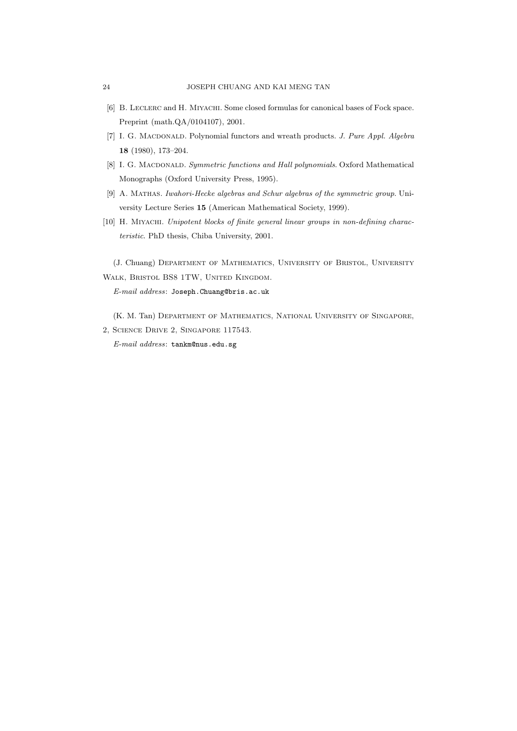[6] B. Leclerc and H. Miyachi. Some closed formulas for canonical bases of Fock space. Preprint (math.QA/0104107), 2001.

[7] I. G. Macdonald. Polynomial functors and wreath products. *J. Pure Appl. Algebra* **18** (1980), 173–204.

[8] I. G. Macdonald. *Symmetric functions and Hall polynomials*. Oxford Mathematical Monographs (Oxford University Press, 1995).

[9] A. Mathas. *Iwahori-Hecke algebras and Schur algebras of the symmetric group*. University Lecture Series **15** (American Mathematical Society, 1999).

[10] H. Miyachi. *Unipotent blocks of finite general linear groups in non-defining characteristic*. PhD thesis, Chiba University, 2001.

(J. Chuang) Department of Mathematics, University of Bristol, University Walk, Bristol BS8 1TW, United Kingdom.

*E-mail address*: `Joseph.Chuang@bris.ac.uk`

(K. M. Tan) Department of Mathematics, National University of Singapore, 2, Science Drive 2, Singapore 117543.

*E-mail address*: `tankm@nus.edu.sg`